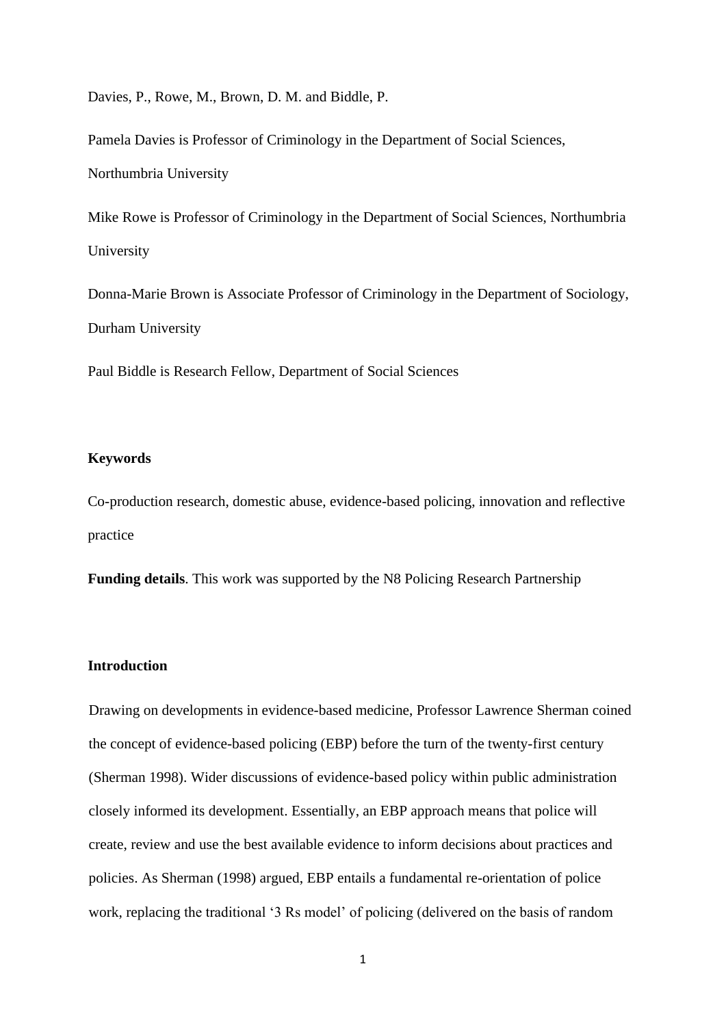Davies, P., Rowe, M., Brown, D. M. and Biddle, P.

Pamela Davies is Professor of Criminology in the Department of Social Sciences, Northumbria University

Mike Rowe is Professor of Criminology in the Department of Social Sciences, Northumbria University

Donna-Marie Brown is Associate Professor of Criminology in the Department of Sociology, Durham University

Paul Biddle is Research Fellow, Department of Social Sciences

**Keywords**

Co-production research, domestic abuse, evidence-based policing, innovation and reflective practice

**Funding details**. This work was supported by the N8 Policing Research Partnership

## Introduction

Drawing on developments in evidence-based medicine, Professor Lawrence Sherman coined the concept of evidence-based policing (EBP) before the turn of the twenty-first century (Sherman 1998). Wider discussions of evidence-based policy within public administration closely informed its development. Essentially, an EBP approach means that police will create, review and use the best available evidence to inform decisions about practices and policies. As Sherman (1998) argued, EBP entails a fundamental re-orientation of police work, replacing the traditional '3 Rs model' of policing (delivered on the basis of random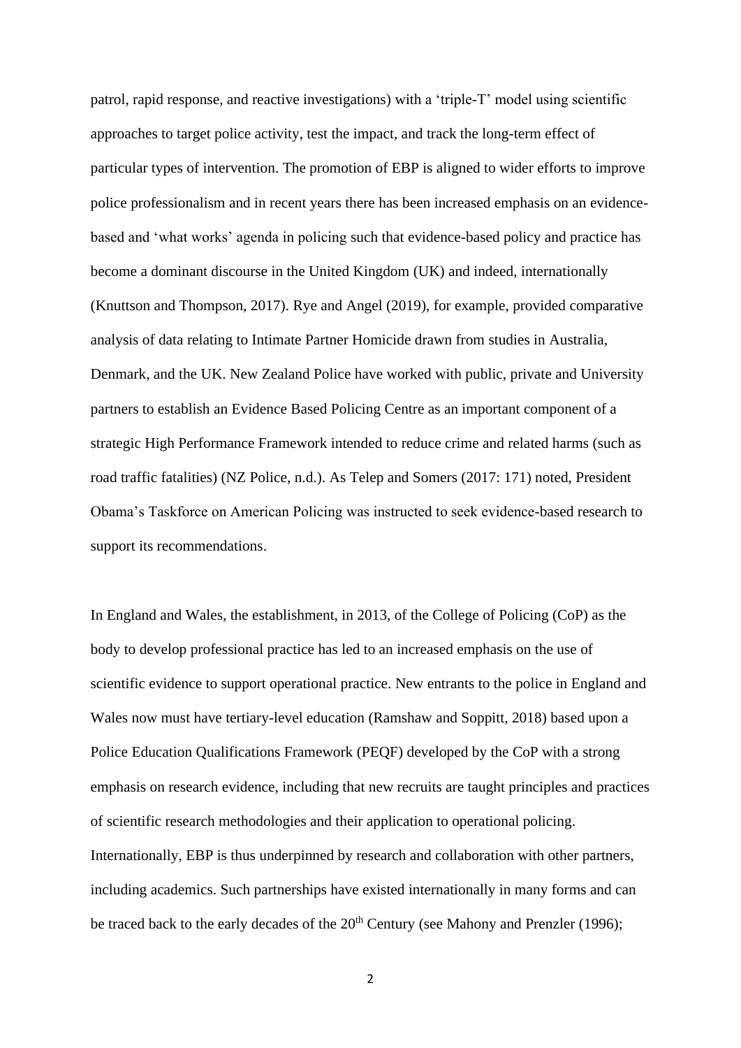patrol, rapid response, and reactive investigations) with a 'triple-T' model using scientific approaches to target police activity, test the impact, and track the long-term effect of particular types of intervention. The promotion of EBP is aligned to wider efforts to improve police professionalism and in recent years there has been increased emphasis on an evidence-based and 'what works' agenda in policing such that evidence-based policy and practice has become a dominant discourse in the United Kingdom (UK) and indeed, internationally (Knuttson and Thompson, 2017). Rye and Angel (2019), for example, provided comparative analysis of data relating to Intimate Partner Homicide drawn from studies in Australia, Denmark, and the UK. New Zealand Police have worked with public, private and University partners to establish an Evidence Based Policing Centre as an important component of a strategic High Performance Framework intended to reduce crime and related harms (such as road traffic fatalities) (NZ Police, n.d.). As Telep and Somers (2017: 171) noted, President Obama's Taskforce on American Policing was instructed to seek evidence-based research to support its recommendations.

In England and Wales, the establishment, in 2013, of the College of Policing (CoP) as the body to develop professional practice has led to an increased emphasis on the use of scientific evidence to support operational practice. New entrants to the police in England and Wales now must have tertiary-level education (Ramshaw and Soppitt, 2018) based upon a Police Education Qualifications Framework (PEQF) developed by the CoP with a strong emphasis on research evidence, including that new recruits are taught principles and practices of scientific research methodologies and their application to operational policing. Internationally, EBP is thus underpinned by research and collaboration with other partners, including academics. Such partnerships have existed internationally in many forms and can be traced back to the early decades of the 20th Century (see Mahony and Prenzler (1996);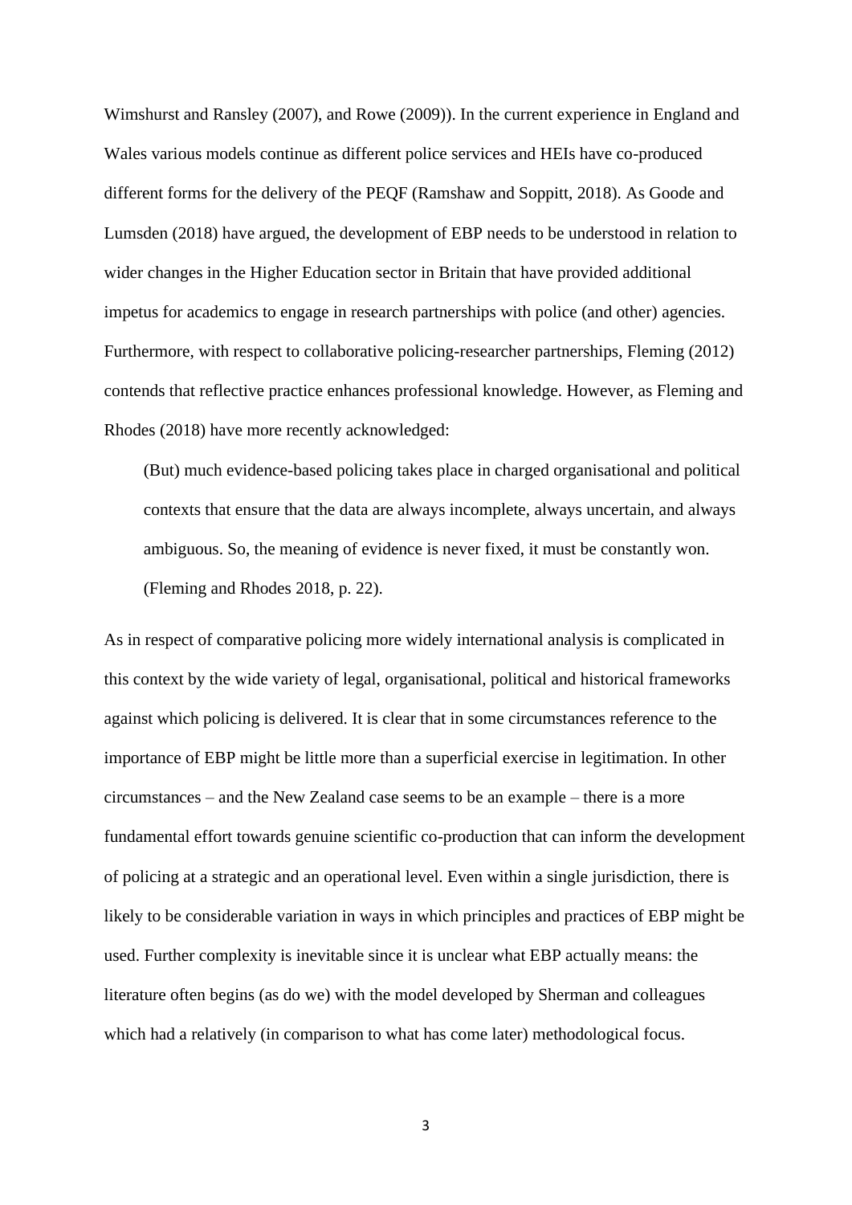Wimshurst and Ransley (2007), and Rowe (2009)). In the current experience in England and Wales various models continue as different police services and HEIs have co-produced different forms for the delivery of the PEQF (Ramshaw and Soppitt, 2018). As Goode and Lumsden (2018) have argued, the development of EBP needs to be understood in relation to wider changes in the Higher Education sector in Britain that have provided additional impetus for academics to engage in research partnerships with police (and other) agencies. Furthermore, with respect to collaborative policing-researcher partnerships, Fleming (2012) contends that reflective practice enhances professional knowledge. However, as Fleming and Rhodes (2018) have more recently acknowledged:

> (But) much evidence-based policing takes place in charged organisational and political contexts that ensure that the data are always incomplete, always uncertain, and always ambiguous. So, the meaning of evidence is never fixed, it must be constantly won. (Fleming and Rhodes 2018, p. 22).

As in respect of comparative policing more widely international analysis is complicated in this context by the wide variety of legal, organisational, political and historical frameworks against which policing is delivered. It is clear that in some circumstances reference to the importance of EBP might be little more than a superficial exercise in legitimation. In other circumstances – and the New Zealand case seems to be an example – there is a more fundamental effort towards genuine scientific co-production that can inform the development of policing at a strategic and an operational level. Even within a single jurisdiction, there is likely to be considerable variation in ways in which principles and practices of EBP might be used. Further complexity is inevitable since it is unclear what EBP actually means: the literature often begins (as do we) with the model developed by Sherman and colleagues which had a relatively (in comparison to what has come later) methodological focus.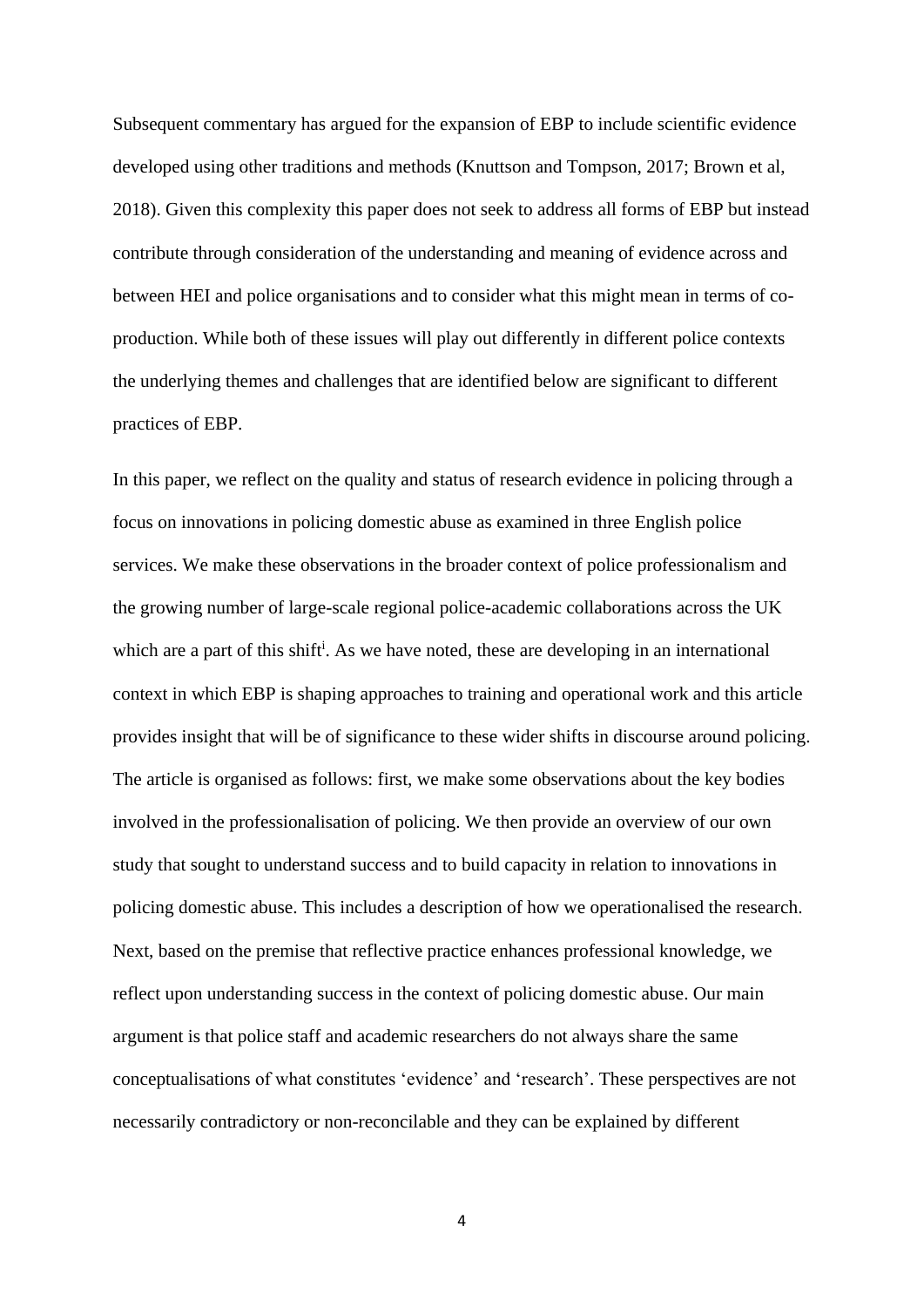Subsequent commentary has argued for the expansion of EBP to include scientific evidence developed using other traditions and methods (Knuttson and Tompson, 2017; Brown et al, 2018). Given this complexity this paper does not seek to address all forms of EBP but instead contribute through consideration of the understanding and meaning of evidence across and between HEI and police organisations and to consider what this might mean in terms of co-production. While both of these issues will play out differently in different police contexts the underlying themes and challenges that are identified below are significant to different practices of EBP.

In this paper, we reflect on the quality and status of research evidence in policing through a focus on innovations in policing domestic abuse as examined in three English police services. We make these observations in the broader context of police professionalism and the growing number of large-scale regional police-academic collaborations across the UK which are a part of this shift[i]. As we have noted, these are developing in an international context in which EBP is shaping approaches to training and operational work and this article provides insight that will be of significance to these wider shifts in discourse around policing. The article is organised as follows: first, we make some observations about the key bodies involved in the professionalisation of policing. We then provide an overview of our own study that sought to understand success and to build capacity in relation to innovations in policing domestic abuse. This includes a description of how we operationalised the research. Next, based on the premise that reflective practice enhances professional knowledge, we reflect upon understanding success in the context of policing domestic abuse. Our main argument is that police staff and academic researchers do not always share the same conceptualisations of what constitutes 'evidence' and 'research'. These perspectives are not necessarily contradictory or non-reconcilable and they can be explained by different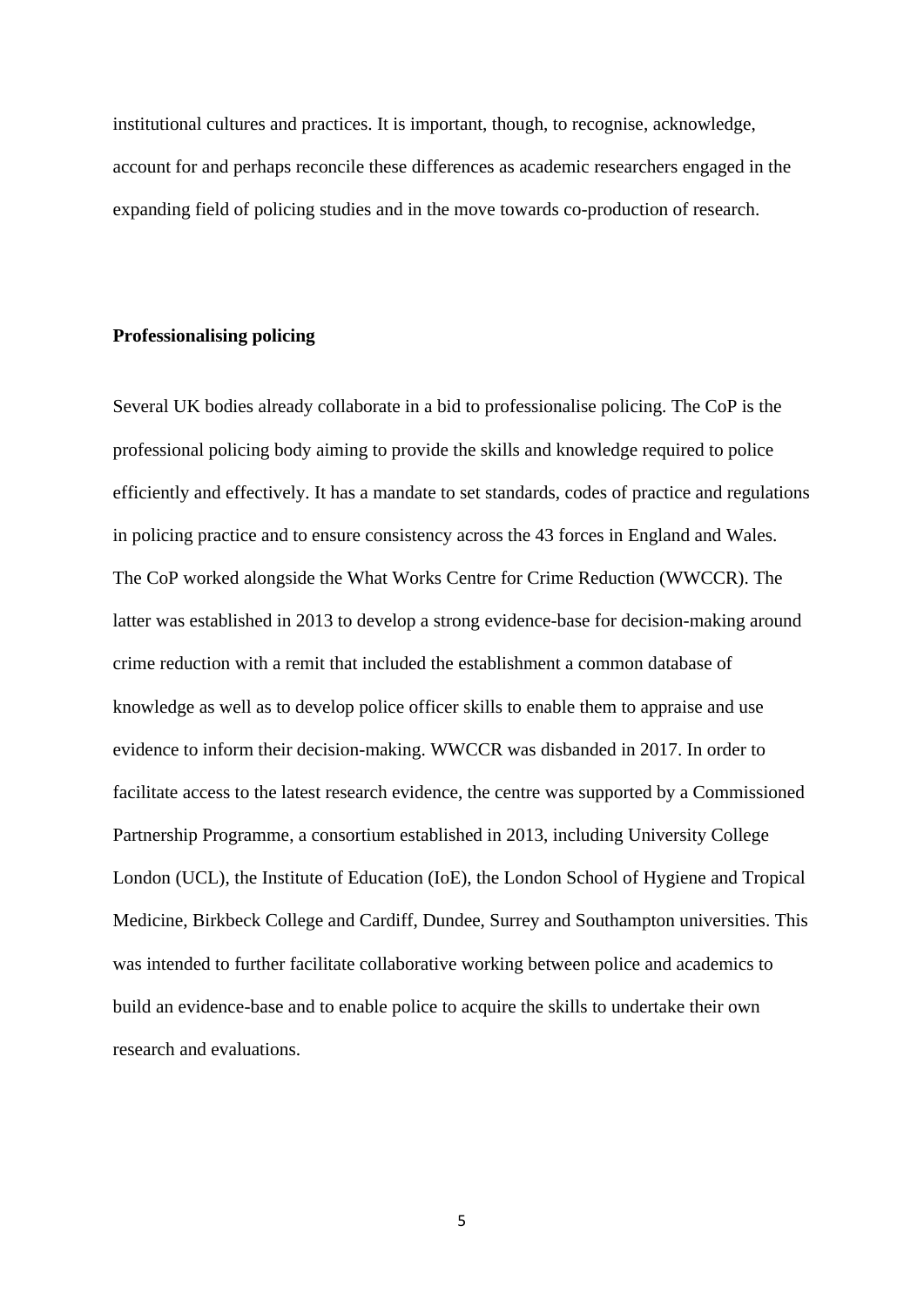institutional cultures and practices. It is important, though, to recognise, acknowledge, account for and perhaps reconcile these differences as academic researchers engaged in the expanding field of policing studies and in the move towards co-production of research.

## Professionalising policing

Several UK bodies already collaborate in a bid to professionalise policing. The CoP is the professional policing body aiming to provide the skills and knowledge required to police efficiently and effectively. It has a mandate to set standards, codes of practice and regulations in policing practice and to ensure consistency across the 43 forces in England and Wales. The CoP worked alongside the What Works Centre for Crime Reduction (WWCCR). The latter was established in 2013 to develop a strong evidence-base for decision-making around crime reduction with a remit that included the establishment a common database of knowledge as well as to develop police officer skills to enable them to appraise and use evidence to inform their decision-making. WWCCR was disbanded in 2017. In order to facilitate access to the latest research evidence, the centre was supported by a Commissioned Partnership Programme, a consortium established in 2013, including University College London (UCL), the Institute of Education (IoE), the London School of Hygiene and Tropical Medicine, Birkbeck College and Cardiff, Dundee, Surrey and Southampton universities. This was intended to further facilitate collaborative working between police and academics to build an evidence-base and to enable police to acquire the skills to undertake their own research and evaluations.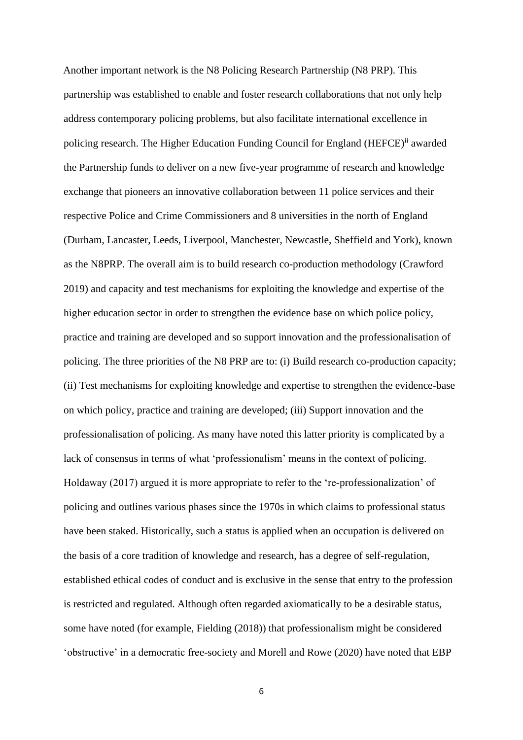Another important network is the N8 Policing Research Partnership (N8 PRP). This partnership was established to enable and foster research collaborations that not only help address contemporary policing problems, but also facilitate international excellence in policing research. The Higher Education Funding Council for England (HEFCE)[ii] awarded the Partnership funds to deliver on a new five-year programme of research and knowledge exchange that pioneers an innovative collaboration between 11 police services and their respective Police and Crime Commissioners and 8 universities in the north of England (Durham, Lancaster, Leeds, Liverpool, Manchester, Newcastle, Sheffield and York), known as the N8PRP. The overall aim is to build research co-production methodology (Crawford 2019) and capacity and test mechanisms for exploiting the knowledge and expertise of the higher education sector in order to strengthen the evidence base on which police policy, practice and training are developed and so support innovation and the professionalisation of policing. The three priorities of the N8 PRP are to: (i) Build research co-production capacity; (ii) Test mechanisms for exploiting knowledge and expertise to strengthen the evidence-base on which policy, practice and training are developed; (iii) Support innovation and the professionalisation of policing. As many have noted this latter priority is complicated by a lack of consensus in terms of what 'professionalism' means in the context of policing. Holdaway (2017) argued it is more appropriate to refer to the 're-professionalization' of policing and outlines various phases since the 1970s in which claims to professional status have been staked. Historically, such a status is applied when an occupation is delivered on the basis of a core tradition of knowledge and research, has a degree of self-regulation, established ethical codes of conduct and is exclusive in the sense that entry to the profession is restricted and regulated. Although often regarded axiomatically to be a desirable status, some have noted (for example, Fielding (2018)) that professionalism might be considered 'obstructive' in a democratic free-society and Morell and Rowe (2020) have noted that EBP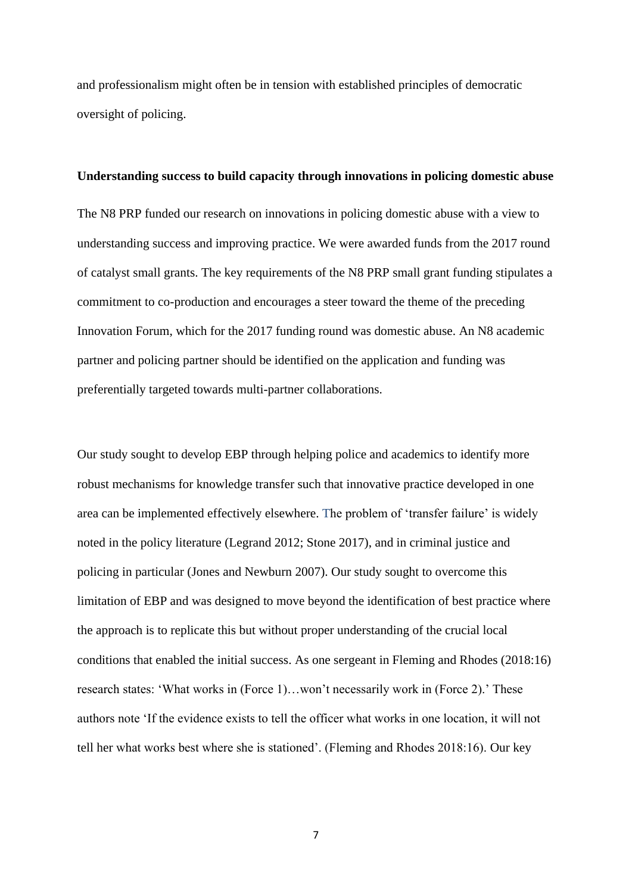and professionalism might often be in tension with established principles of democratic oversight of policing.

**Understanding success to build capacity through innovations in policing domestic abuse**

The N8 PRP funded our research on innovations in policing domestic abuse with a view to understanding success and improving practice. We were awarded funds from the 2017 round of catalyst small grants. The key requirements of the N8 PRP small grant funding stipulates a commitment to co-production and encourages a steer toward the theme of the preceding Innovation Forum, which for the 2017 funding round was domestic abuse. An N8 academic partner and policing partner should be identified on the application and funding was preferentially targeted towards multi-partner collaborations.

Our study sought to develop EBP through helping police and academics to identify more robust mechanisms for knowledge transfer such that innovative practice developed in one area can be implemented effectively elsewhere. The problem of 'transfer failure' is widely noted in the policy literature (Legrand 2012; Stone 2017), and in criminal justice and policing in particular (Jones and Newburn 2007). Our study sought to overcome this limitation of EBP and was designed to move beyond the identification of best practice where the approach is to replicate this but without proper understanding of the crucial local conditions that enabled the initial success. As one sergeant in Fleming and Rhodes (2018:16) research states: 'What works in (Force 1)…won't necessarily work in (Force 2).' These authors note 'If the evidence exists to tell the officer what works in one location, it will not tell her what works best where she is stationed'. (Fleming and Rhodes 2018:16). Our key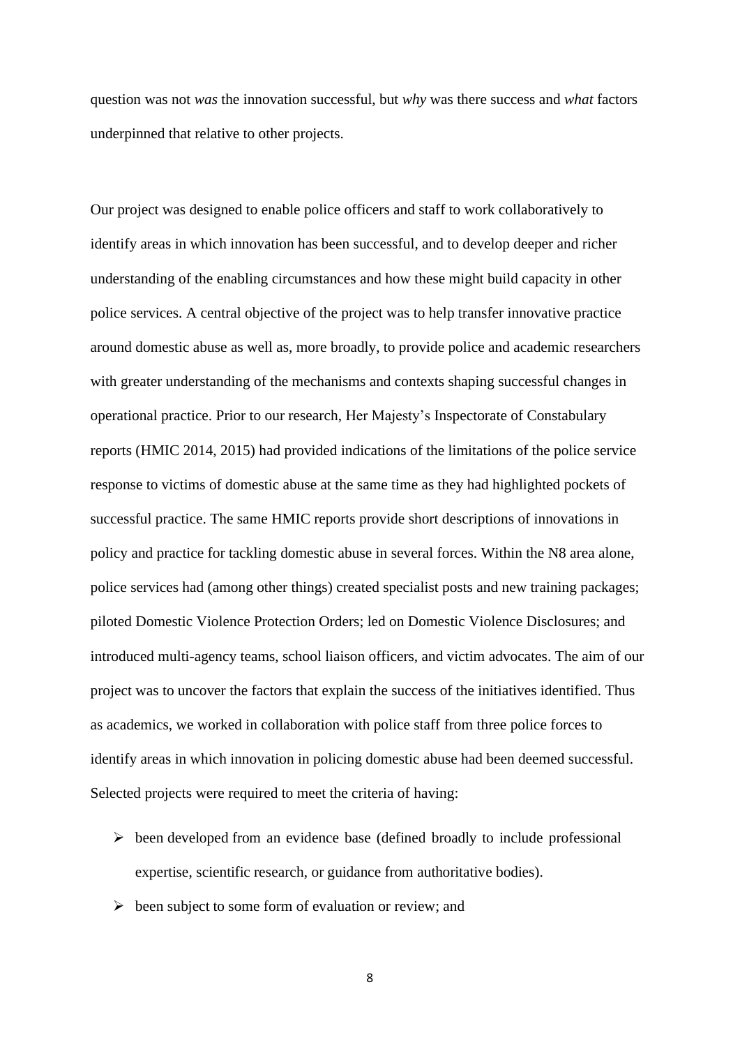question was not *was* the innovation successful, but *why* was there success and *what* factors underpinned that relative to other projects.

Our project was designed to enable police officers and staff to work collaboratively to identify areas in which innovation has been successful, and to develop deeper and richer understanding of the enabling circumstances and how these might build capacity in other police services. A central objective of the project was to help transfer innovative practice around domestic abuse as well as, more broadly, to provide police and academic researchers with greater understanding of the mechanisms and contexts shaping successful changes in operational practice. Prior to our research, Her Majesty's Inspectorate of Constabulary reports (HMIC 2014, 2015) had provided indications of the limitations of the police service response to victims of domestic abuse at the same time as they had highlighted pockets of successful practice. The same HMIC reports provide short descriptions of innovations in policy and practice for tackling domestic abuse in several forces. Within the N8 area alone, police services had (among other things) created specialist posts and new training packages; piloted Domestic Violence Protection Orders; led on Domestic Violence Disclosures; and introduced multi-agency teams, school liaison officers, and victim advocates. The aim of our project was to uncover the factors that explain the success of the initiatives identified. Thus as academics, we worked in collaboration with police staff from three police forces to identify areas in which innovation in policing domestic abuse had been deemed successful. Selected projects were required to meet the criteria of having:

- been developed from an evidence base (defined broadly to include professional expertise, scientific research, or guidance from authoritative bodies).
- been subject to some form of evaluation or review; and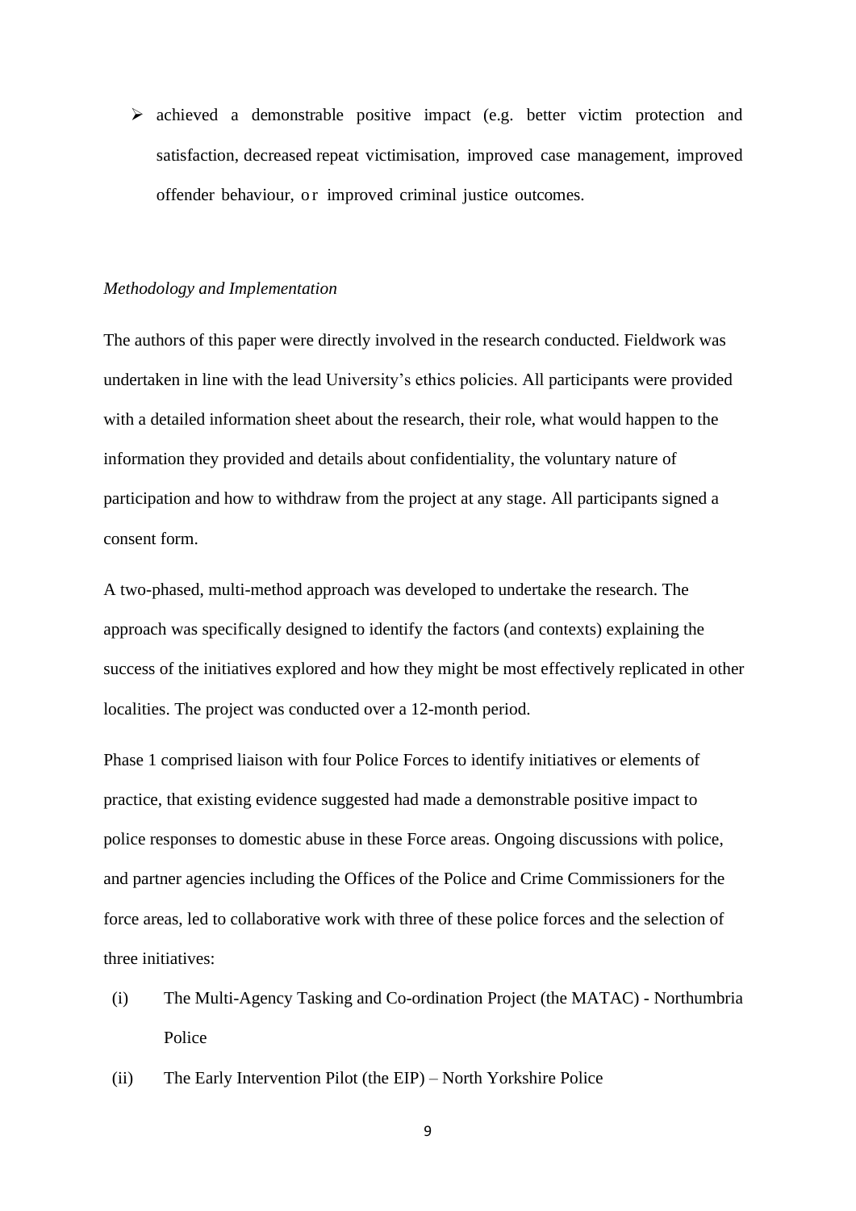- achieved a demonstrable positive impact (e.g. better victim protection and satisfaction, decreased repeat victimisation, improved case management, improved offender behaviour, or improved criminal justice outcomes.

*Methodology and Implementation*

The authors of this paper were directly involved in the research conducted. Fieldwork was undertaken in line with the lead University's ethics policies. All participants were provided with a detailed information sheet about the research, their role, what would happen to the information they provided and details about confidentiality, the voluntary nature of participation and how to withdraw from the project at any stage. All participants signed a consent form.

A two-phased, multi-method approach was developed to undertake the research. The approach was specifically designed to identify the factors (and contexts) explaining the success of the initiatives explored and how they might be most effectively replicated in other localities. The project was conducted over a 12-month period.

Phase 1 comprised liaison with four Police Forces to identify initiatives or elements of practice, that existing evidence suggested had made a demonstrable positive impact to police responses to domestic abuse in these Force areas. Ongoing discussions with police, and partner agencies including the Offices of the Police and Crime Commissioners for the force areas, led to collaborative work with three of these police forces and the selection of three initiatives:

(i) The Multi-Agency Tasking and Co-ordination Project (the MATAC) - Northumbria Police

(ii) The Early Intervention Pilot (the EIP) – North Yorkshire Police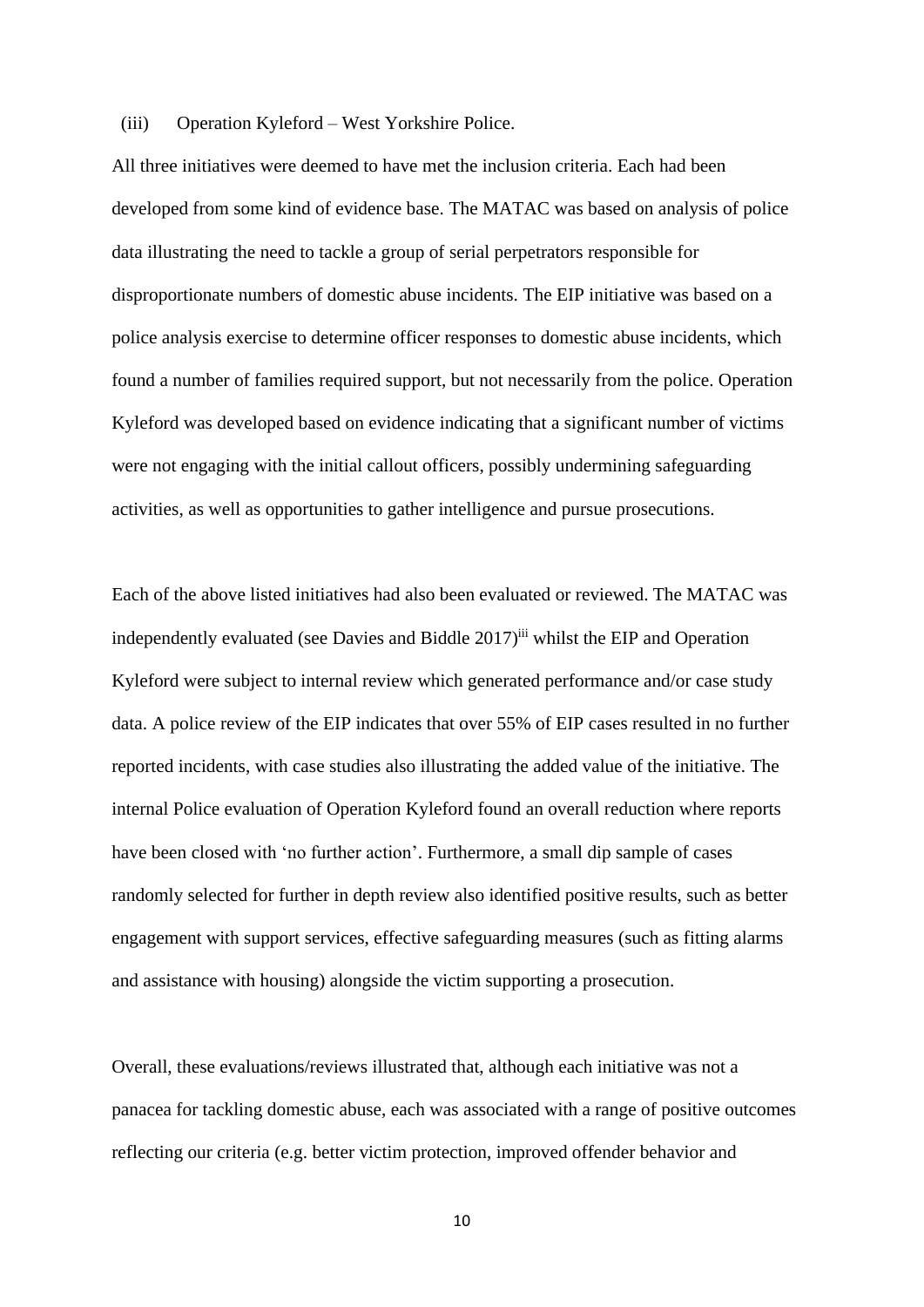(iii) Operation Kyleford – West Yorkshire Police.

All three initiatives were deemed to have met the inclusion criteria. Each had been developed from some kind of evidence base. The MATAC was based on analysis of police data illustrating the need to tackle a group of serial perpetrators responsible for disproportionate numbers of domestic abuse incidents. The EIP initiative was based on a police analysis exercise to determine officer responses to domestic abuse incidents, which found a number of families required support, but not necessarily from the police. Operation Kyleford was developed based on evidence indicating that a significant number of victims were not engaging with the initial callout officers, possibly undermining safeguarding activities, as well as opportunities to gather intelligence and pursue prosecutions.

Each of the above listed initiatives had also been evaluated or reviewed. The MATAC was independently evaluated (see Davies and Biddle 2017)[iii] whilst the EIP and Operation Kyleford were subject to internal review which generated performance and/or case study data. A police review of the EIP indicates that over 55% of EIP cases resulted in no further reported incidents, with case studies also illustrating the added value of the initiative. The internal Police evaluation of Operation Kyleford found an overall reduction where reports have been closed with 'no further action'. Furthermore, a small dip sample of cases randomly selected for further in depth review also identified positive results, such as better engagement with support services, effective safeguarding measures (such as fitting alarms and assistance with housing) alongside the victim supporting a prosecution.

Overall, these evaluations/reviews illustrated that, although each initiative was not a panacea for tackling domestic abuse, each was associated with a range of positive outcomes reflecting our criteria (e.g. better victim protection, improved offender behavior and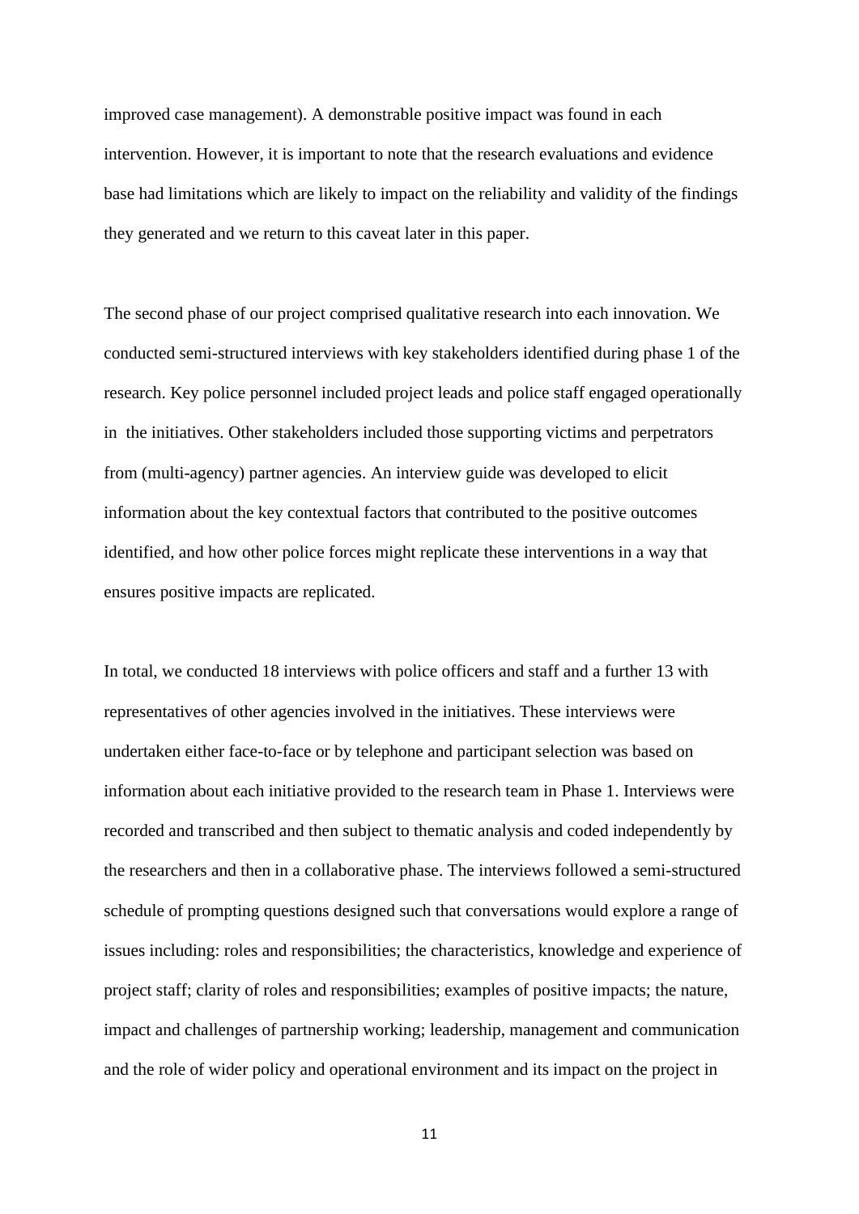improved case management). A demonstrable positive impact was found in each intervention. However, it is important to note that the research evaluations and evidence base had limitations which are likely to impact on the reliability and validity of the findings they generated and we return to this caveat later in this paper.

The second phase of our project comprised qualitative research into each innovation. We conducted semi-structured interviews with key stakeholders identified during phase 1 of the research. Key police personnel included project leads and police staff engaged operationally in the initiatives. Other stakeholders included those supporting victims and perpetrators from (multi-agency) partner agencies. An interview guide was developed to elicit information about the key contextual factors that contributed to the positive outcomes identified, and how other police forces might replicate these interventions in a way that ensures positive impacts are replicated.

In total, we conducted 18 interviews with police officers and staff and a further 13 with representatives of other agencies involved in the initiatives. These interviews were undertaken either face-to-face or by telephone and participant selection was based on information about each initiative provided to the research team in Phase 1. Interviews were recorded and transcribed and then subject to thematic analysis and coded independently by the researchers and then in a collaborative phase. The interviews followed a semi-structured schedule of prompting questions designed such that conversations would explore a range of issues including: roles and responsibilities; the characteristics, knowledge and experience of project staff; clarity of roles and responsibilities; examples of positive impacts; the nature, impact and challenges of partnership working; leadership, management and communication and the role of wider policy and operational environment and its impact on the project in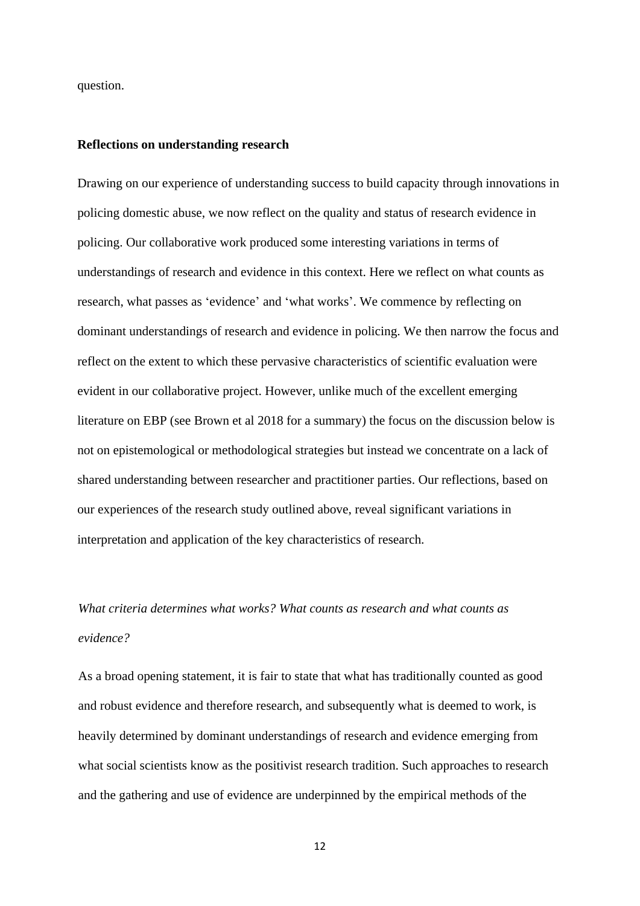question.

## Reflections on understanding research

Drawing on our experience of understanding success to build capacity through innovations in policing domestic abuse, we now reflect on the quality and status of research evidence in policing. Our collaborative work produced some interesting variations in terms of understandings of research and evidence in this context. Here we reflect on what counts as research, what passes as 'evidence' and 'what works'. We commence by reflecting on dominant understandings of research and evidence in policing. We then narrow the focus and reflect on the extent to which these pervasive characteristics of scientific evaluation were evident in our collaborative project. However, unlike much of the excellent emerging literature on EBP (see Brown et al 2018 for a summary) the focus on the discussion below is not on epistemological or methodological strategies but instead we concentrate on a lack of shared understanding between researcher and practitioner parties. Our reflections, based on our experiences of the research study outlined above, reveal significant variations in interpretation and application of the key characteristics of research.

### *What criteria determines what works? What counts as research and what counts as evidence?*

As a broad opening statement, it is fair to state that what has traditionally counted as good and robust evidence and therefore research, and subsequently what is deemed to work, is heavily determined by dominant understandings of research and evidence emerging from what social scientists know as the positivist research tradition. Such approaches to research and the gathering and use of evidence are underpinned by the empirical methods of the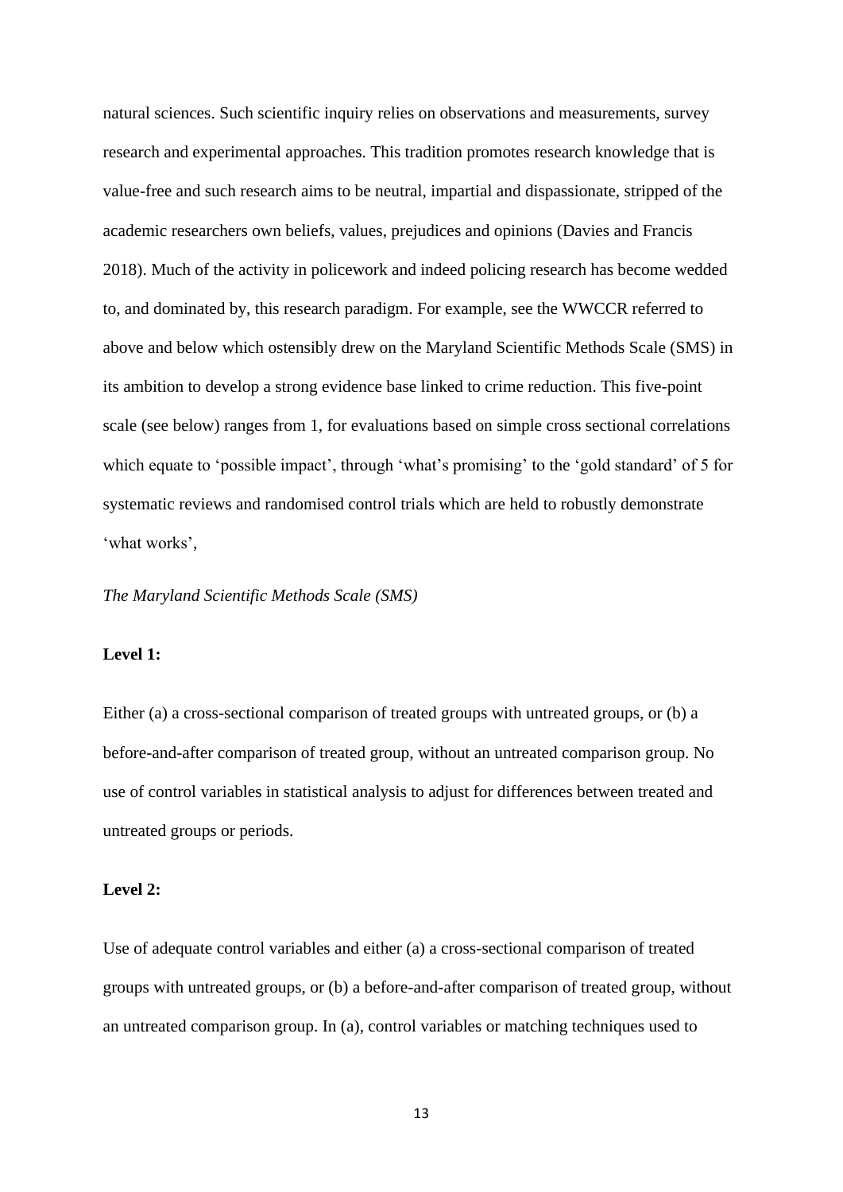natural sciences. Such scientific inquiry relies on observations and measurements, survey research and experimental approaches. This tradition promotes research knowledge that is value-free and such research aims to be neutral, impartial and dispassionate, stripped of the academic researchers own beliefs, values, prejudices and opinions (Davies and Francis 2018). Much of the activity in policework and indeed policing research has become wedded to, and dominated by, this research paradigm. For example, see the WWCCR referred to above and below which ostensibly drew on the Maryland Scientific Methods Scale (SMS) in its ambition to develop a strong evidence base linked to crime reduction. This five-point scale (see below) ranges from 1, for evaluations based on simple cross sectional correlations which equate to 'possible impact', through 'what's promising' to the 'gold standard' of 5 for systematic reviews and randomised control trials which are held to robustly demonstrate 'what works',

*The Maryland Scientific Methods Scale (SMS)*

**Level 1:**

Either (a) a cross-sectional comparison of treated groups with untreated groups, or (b) a before-and-after comparison of treated group, without an untreated comparison group. No use of control variables in statistical analysis to adjust for differences between treated and untreated groups or periods.

**Level 2:**

Use of adequate control variables and either (a) a cross-sectional comparison of treated groups with untreated groups, or (b) a before-and-after comparison of treated group, without an untreated comparison group. In (a), control variables or matching techniques used to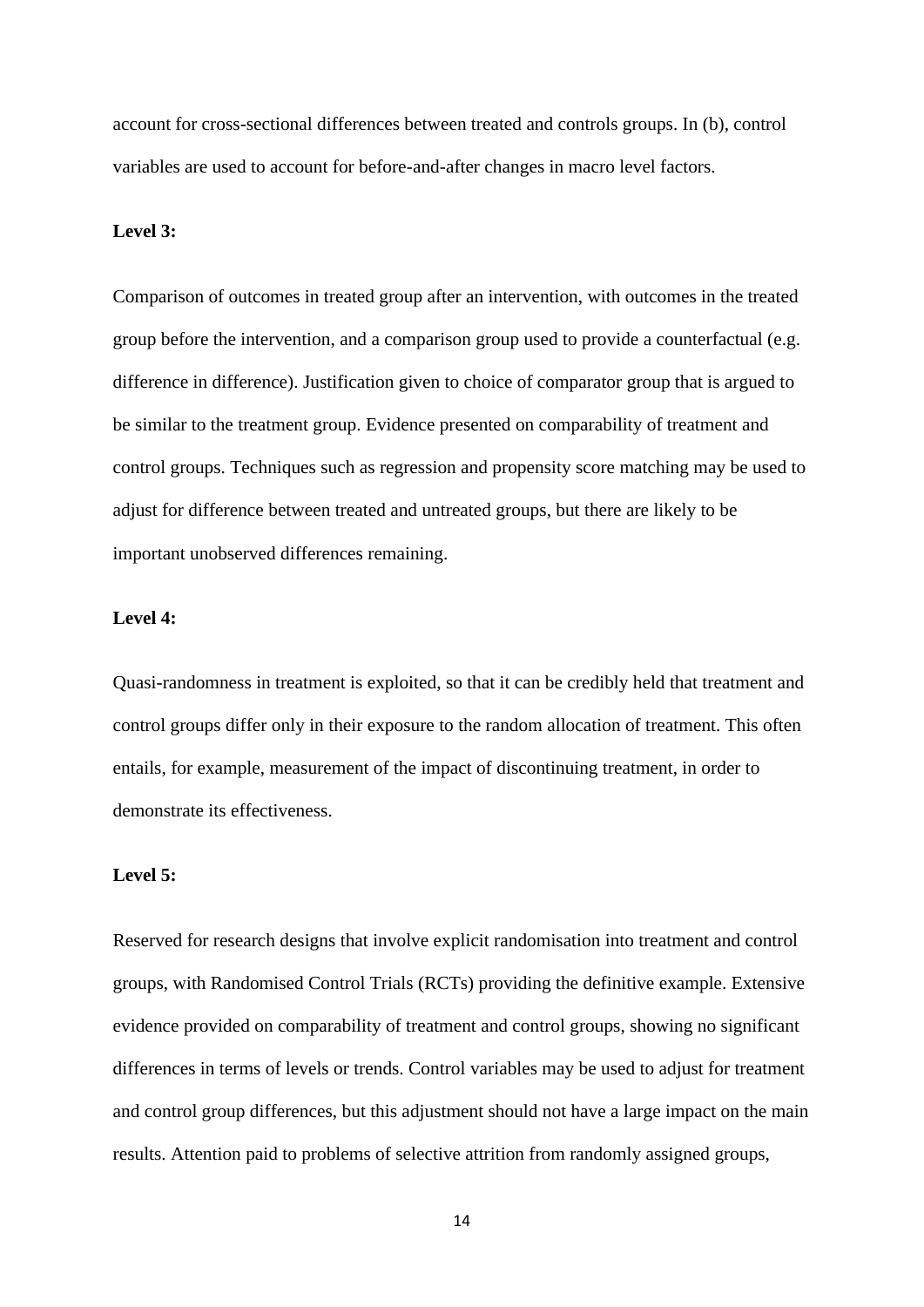account for cross-sectional differences between treated and controls groups. In (b), control variables are used to account for before-and-after changes in macro level factors.

**Level 3:**

Comparison of outcomes in treated group after an intervention, with outcomes in the treated group before the intervention, and a comparison group used to provide a counterfactual (e.g. difference in difference). Justification given to choice of comparator group that is argued to be similar to the treatment group. Evidence presented on comparability of treatment and control groups. Techniques such as regression and propensity score matching may be used to adjust for difference between treated and untreated groups, but there are likely to be important unobserved differences remaining.

**Level 4:**

Quasi-randomness in treatment is exploited, so that it can be credibly held that treatment and control groups differ only in their exposure to the random allocation of treatment. This often entails, for example, measurement of the impact of discontinuing treatment, in order to demonstrate its effectiveness.

**Level 5:**

Reserved for research designs that involve explicit randomisation into treatment and control groups, with Randomised Control Trials (RCTs) providing the definitive example. Extensive evidence provided on comparability of treatment and control groups, showing no significant differences in terms of levels or trends. Control variables may be used to adjust for treatment and control group differences, but this adjustment should not have a large impact on the main results. Attention paid to problems of selective attrition from randomly assigned groups,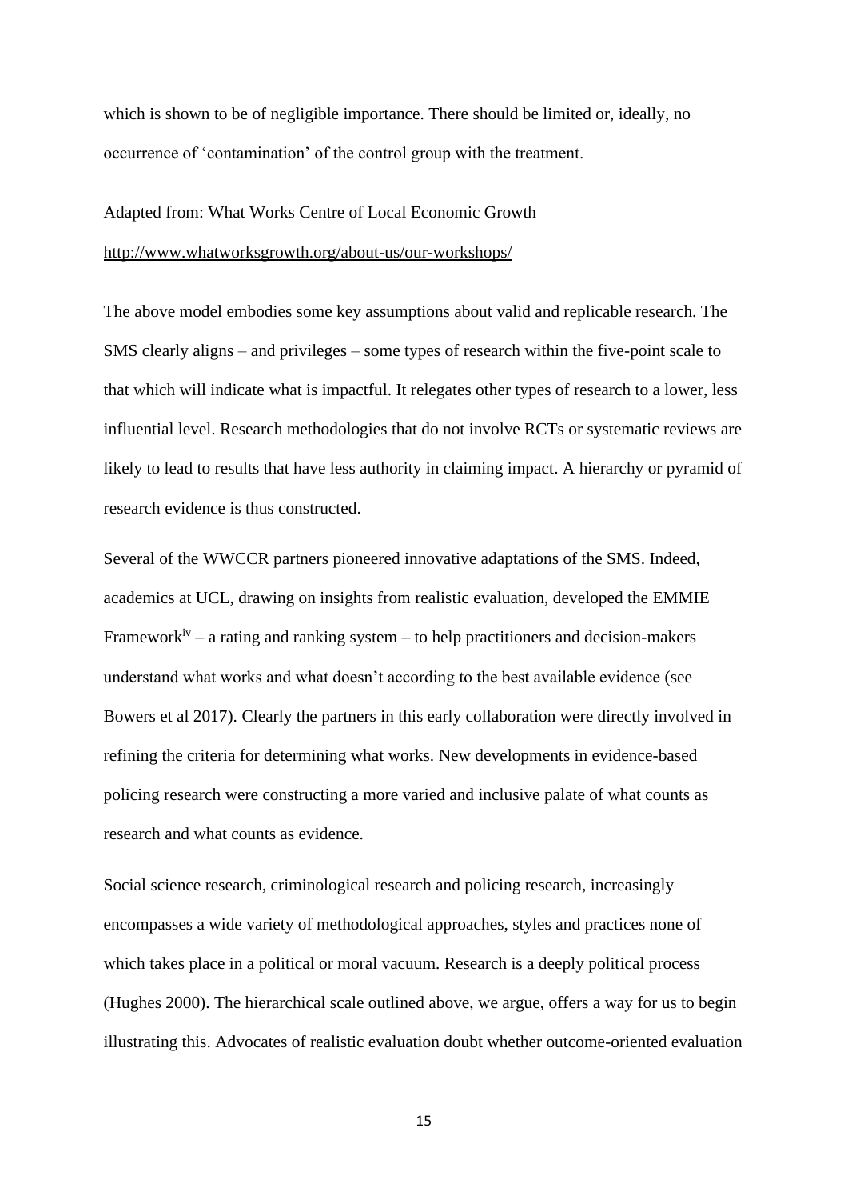which is shown to be of negligible importance. There should be limited or, ideally, no occurrence of 'contamination' of the control group with the treatment.

Adapted from: What Works Centre of Local Economic Growth
http://www.whatworksgrowth.org/about-us/our-workshops/

The above model embodies some key assumptions about valid and replicable research. The SMS clearly aligns – and privileges – some types of research within the five-point scale to that which will indicate what is impactful. It relegates other types of research to a lower, less influential level. Research methodologies that do not involve RCTs or systematic reviews are likely to lead to results that have less authority in claiming impact. A hierarchy or pyramid of research evidence is thus constructed.

Several of the WWCCR partners pioneered innovative adaptations of the SMS. Indeed, academics at UCL, drawing on insights from realistic evaluation, developed the EMMIE Framework[iv] – a rating and ranking system – to help practitioners and decision-makers understand what works and what doesn't according to the best available evidence (see Bowers et al 2017). Clearly the partners in this early collaboration were directly involved in refining the criteria for determining what works. New developments in evidence-based policing research were constructing a more varied and inclusive palate of what counts as research and what counts as evidence.

Social science research, criminological research and policing research, increasingly encompasses a wide variety of methodological approaches, styles and practices none of which takes place in a political or moral vacuum. Research is a deeply political process (Hughes 2000). The hierarchical scale outlined above, we argue, offers a way for us to begin illustrating this. Advocates of realistic evaluation doubt whether outcome-oriented evaluation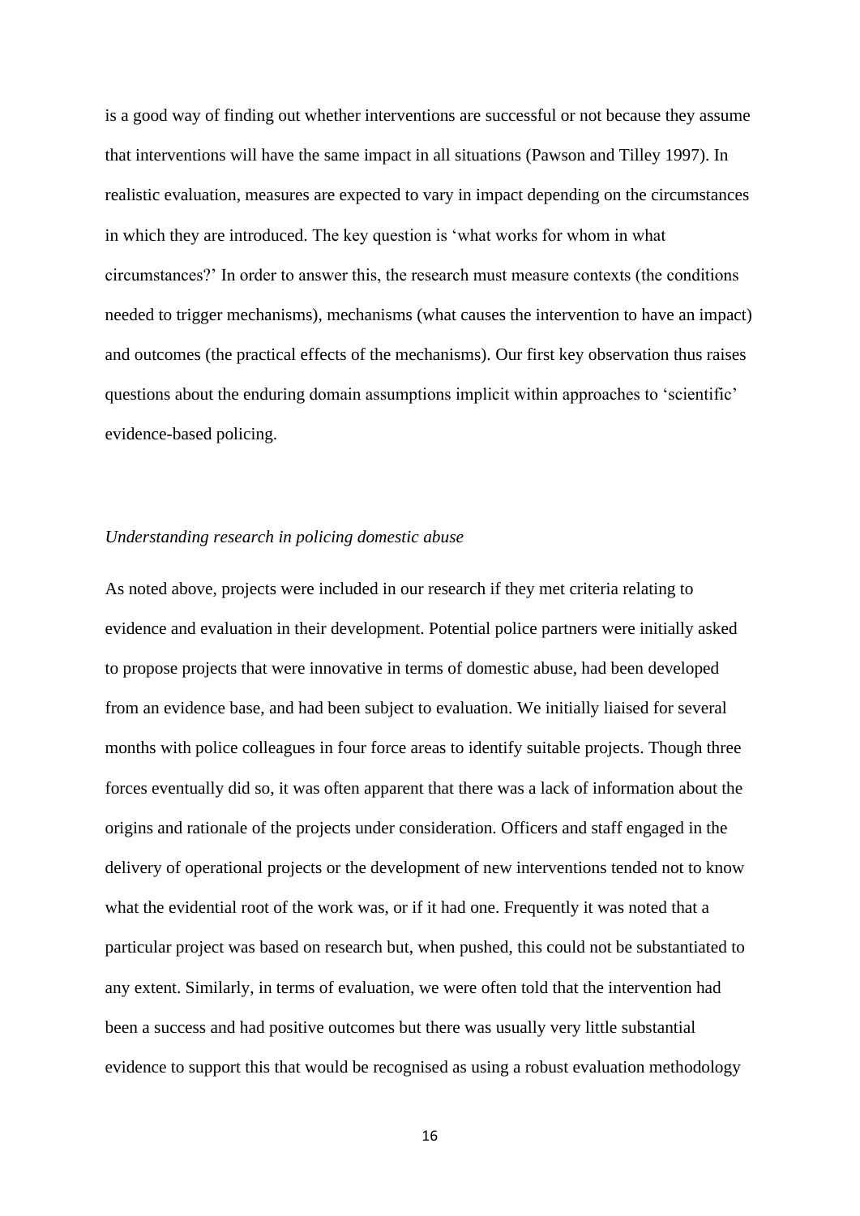is a good way of finding out whether interventions are successful or not because they assume that interventions will have the same impact in all situations (Pawson and Tilley 1997). In realistic evaluation, measures are expected to vary in impact depending on the circumstances in which they are introduced. The key question is 'what works for whom in what circumstances?' In order to answer this, the research must measure contexts (the conditions needed to trigger mechanisms), mechanisms (what causes the intervention to have an impact) and outcomes (the practical effects of the mechanisms). Our first key observation thus raises questions about the enduring domain assumptions implicit within approaches to 'scientific' evidence-based policing.

*Understanding research in policing domestic abuse*

As noted above, projects were included in our research if they met criteria relating to evidence and evaluation in their development. Potential police partners were initially asked to propose projects that were innovative in terms of domestic abuse, had been developed from an evidence base, and had been subject to evaluation. We initially liaised for several months with police colleagues in four force areas to identify suitable projects. Though three forces eventually did so, it was often apparent that there was a lack of information about the origins and rationale of the projects under consideration. Officers and staff engaged in the delivery of operational projects or the development of new interventions tended not to know what the evidential root of the work was, or if it had one. Frequently it was noted that a particular project was based on research but, when pushed, this could not be substantiated to any extent. Similarly, in terms of evaluation, we were often told that the intervention had been a success and had positive outcomes but there was usually very little substantial evidence to support this that would be recognised as using a robust evaluation methodology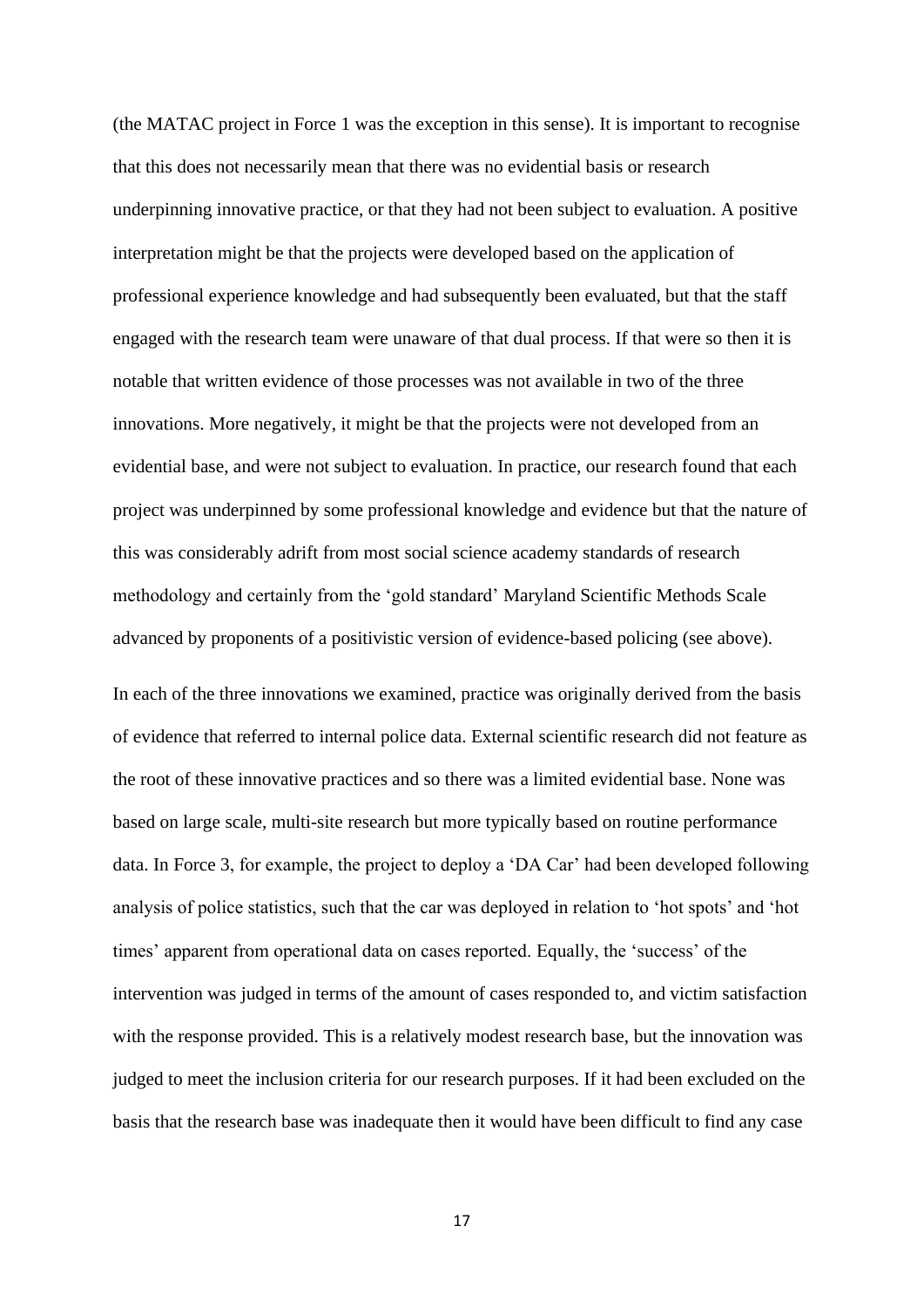(the MATAC project in Force 1 was the exception in this sense). It is important to recognise that this does not necessarily mean that there was no evidential basis or research underpinning innovative practice, or that they had not been subject to evaluation. A positive interpretation might be that the projects were developed based on the application of professional experience knowledge and had subsequently been evaluated, but that the staff engaged with the research team were unaware of that dual process. If that were so then it is notable that written evidence of those processes was not available in two of the three innovations. More negatively, it might be that the projects were not developed from an evidential base, and were not subject to evaluation. In practice, our research found that each project was underpinned by some professional knowledge and evidence but that the nature of this was considerably adrift from most social science academy standards of research methodology and certainly from the 'gold standard' Maryland Scientific Methods Scale advanced by proponents of a positivistic version of evidence-based policing (see above).

In each of the three innovations we examined, practice was originally derived from the basis of evidence that referred to internal police data. External scientific research did not feature as the root of these innovative practices and so there was a limited evidential base. None was based on large scale, multi-site research but more typically based on routine performance data. In Force 3, for example, the project to deploy a 'DA Car' had been developed following analysis of police statistics, such that the car was deployed in relation to 'hot spots' and 'hot times' apparent from operational data on cases reported. Equally, the 'success' of the intervention was judged in terms of the amount of cases responded to, and victim satisfaction with the response provided. This is a relatively modest research base, but the innovation was judged to meet the inclusion criteria for our research purposes. If it had been excluded on the basis that the research base was inadequate then it would have been difficult to find any case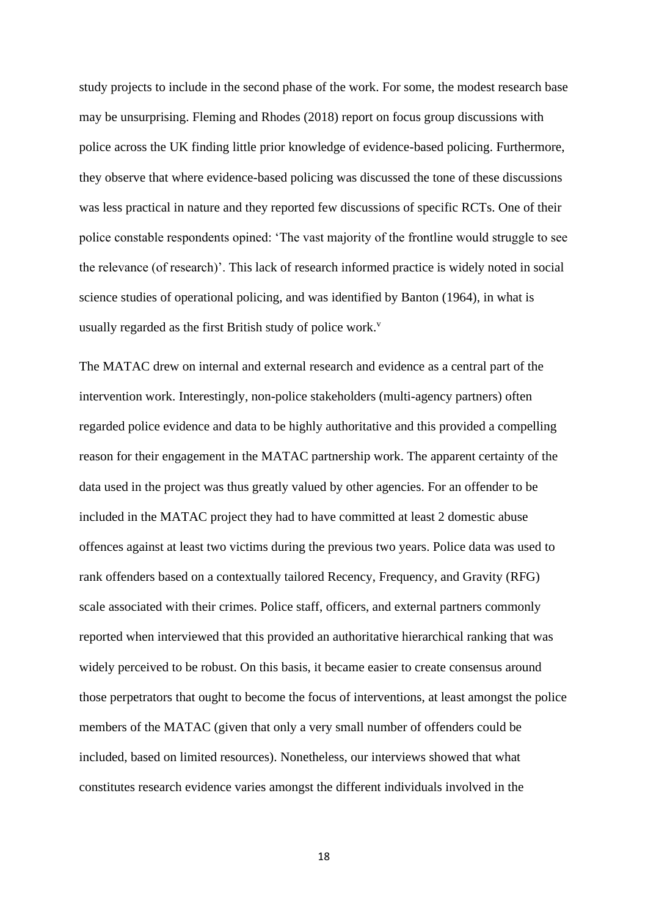study projects to include in the second phase of the work. For some, the modest research base may be unsurprising. Fleming and Rhodes (2018) report on focus group discussions with police across the UK finding little prior knowledge of evidence-based policing. Furthermore, they observe that where evidence-based policing was discussed the tone of these discussions was less practical in nature and they reported few discussions of specific RCTs. One of their police constable respondents opined: 'The vast majority of the frontline would struggle to see the relevance (of research)'. This lack of research informed practice is widely noted in social science studies of operational policing, and was identified by Banton (1964), in what is usually regarded as the first British study of police work.[v]

The MATAC drew on internal and external research and evidence as a central part of the intervention work. Interestingly, non-police stakeholders (multi-agency partners) often regarded police evidence and data to be highly authoritative and this provided a compelling reason for their engagement in the MATAC partnership work. The apparent certainty of the data used in the project was thus greatly valued by other agencies. For an offender to be included in the MATAC project they had to have committed at least 2 domestic abuse offences against at least two victims during the previous two years. Police data was used to rank offenders based on a contextually tailored Recency, Frequency, and Gravity (RFG) scale associated with their crimes. Police staff, officers, and external partners commonly reported when interviewed that this provided an authoritative hierarchical ranking that was widely perceived to be robust. On this basis, it became easier to create consensus around those perpetrators that ought to become the focus of interventions, at least amongst the police members of the MATAC (given that only a very small number of offenders could be included, based on limited resources). Nonetheless, our interviews showed that what constitutes research evidence varies amongst the different individuals involved in the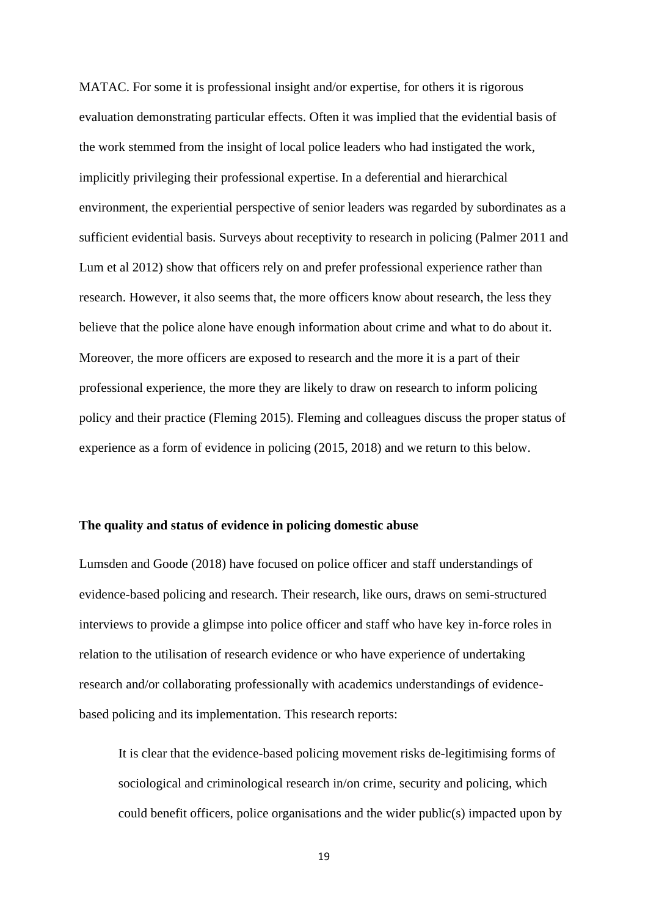MATAC. For some it is professional insight and/or expertise, for others it is rigorous evaluation demonstrating particular effects. Often it was implied that the evidential basis of the work stemmed from the insight of local police leaders who had instigated the work, implicitly privileging their professional expertise. In a deferential and hierarchical environment, the experiential perspective of senior leaders was regarded by subordinates as a sufficient evidential basis. Surveys about receptivity to research in policing (Palmer 2011 and Lum et al 2012) show that officers rely on and prefer professional experience rather than research. However, it also seems that, the more officers know about research, the less they believe that the police alone have enough information about crime and what to do about it. Moreover, the more officers are exposed to research and the more it is a part of their professional experience, the more they are likely to draw on research to inform policing policy and their practice (Fleming 2015). Fleming and colleagues discuss the proper status of experience as a form of evidence in policing (2015, 2018) and we return to this below.

**The quality and status of evidence in policing domestic abuse**

Lumsden and Goode (2018) have focused on police officer and staff understandings of evidence-based policing and research. Their research, like ours, draws on semi-structured interviews to provide a glimpse into police officer and staff who have key in-force roles in relation to the utilisation of research evidence or who have experience of undertaking research and/or collaborating professionally with academics understandings of evidence-based policing and its implementation. This research reports:

> It is clear that the evidence-based policing movement risks de-legitimising forms of sociological and criminological research in/on crime, security and policing, which could benefit officers, police organisations and the wider public(s) impacted upon by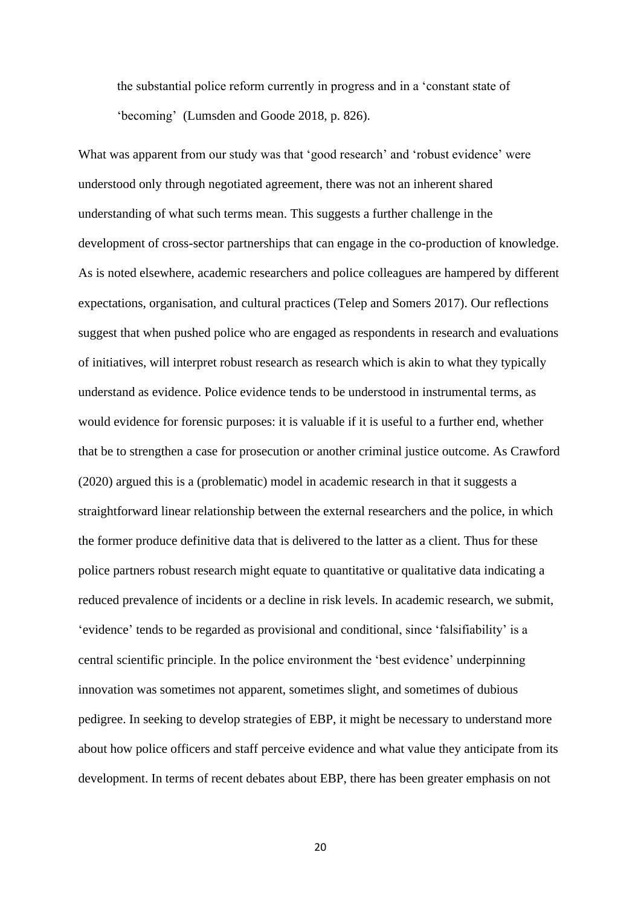the substantial police reform currently in progress and in a 'constant state of 'becoming' (Lumsden and Goode 2018, p. 826).

What was apparent from our study was that 'good research' and 'robust evidence' were understood only through negotiated agreement, there was not an inherent shared understanding of what such terms mean. This suggests a further challenge in the development of cross-sector partnerships that can engage in the co-production of knowledge. As is noted elsewhere, academic researchers and police colleagues are hampered by different expectations, organisation, and cultural practices (Telep and Somers 2017). Our reflections suggest that when pushed police who are engaged as respondents in research and evaluations of initiatives, will interpret robust research as research which is akin to what they typically understand as evidence. Police evidence tends to be understood in instrumental terms, as would evidence for forensic purposes: it is valuable if it is useful to a further end, whether that be to strengthen a case for prosecution or another criminal justice outcome. As Crawford (2020) argued this is a (problematic) model in academic research in that it suggests a straightforward linear relationship between the external researchers and the police, in which the former produce definitive data that is delivered to the latter as a client. Thus for these police partners robust research might equate to quantitative or qualitative data indicating a reduced prevalence of incidents or a decline in risk levels. In academic research, we submit, 'evidence' tends to be regarded as provisional and conditional, since 'falsifiability' is a central scientific principle. In the police environment the 'best evidence' underpinning innovation was sometimes not apparent, sometimes slight, and sometimes of dubious pedigree. In seeking to develop strategies of EBP, it might be necessary to understand more about how police officers and staff perceive evidence and what value they anticipate from its development. In terms of recent debates about EBP, there has been greater emphasis on not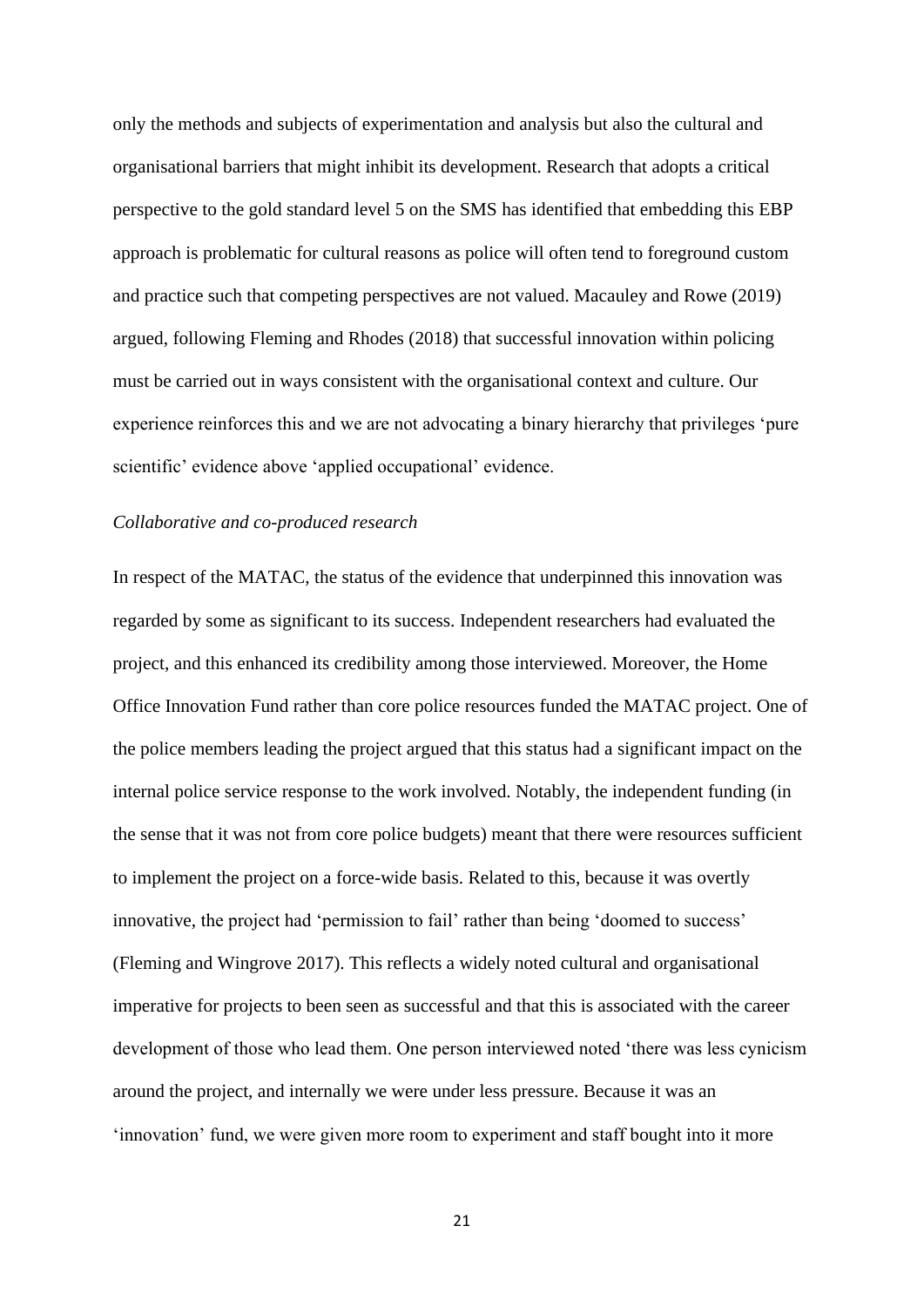only the methods and subjects of experimentation and analysis but also the cultural and organisational barriers that might inhibit its development. Research that adopts a critical perspective to the gold standard level 5 on the SMS has identified that embedding this EBP approach is problematic for cultural reasons as police will often tend to foreground custom and practice such that competing perspectives are not valued. Macauley and Rowe (2019) argued, following Fleming and Rhodes (2018) that successful innovation within policing must be carried out in ways consistent with the organisational context and culture. Our experience reinforces this and we are not advocating a binary hierarchy that privileges 'pure scientific' evidence above 'applied occupational' evidence.

*Collaborative and co-produced research*

In respect of the MATAC, the status of the evidence that underpinned this innovation was regarded by some as significant to its success. Independent researchers had evaluated the project, and this enhanced its credibility among those interviewed. Moreover, the Home Office Innovation Fund rather than core police resources funded the MATAC project. One of the police members leading the project argued that this status had a significant impact on the internal police service response to the work involved. Notably, the independent funding (in the sense that it was not from core police budgets) meant that there were resources sufficient to implement the project on a force-wide basis. Related to this, because it was overtly innovative, the project had 'permission to fail' rather than being 'doomed to success' (Fleming and Wingrove 2017). This reflects a widely noted cultural and organisational imperative for projects to been seen as successful and that this is associated with the career development of those who lead them. One person interviewed noted 'there was less cynicism around the project, and internally we were under less pressure. Because it was an 'innovation' fund, we were given more room to experiment and staff bought into it more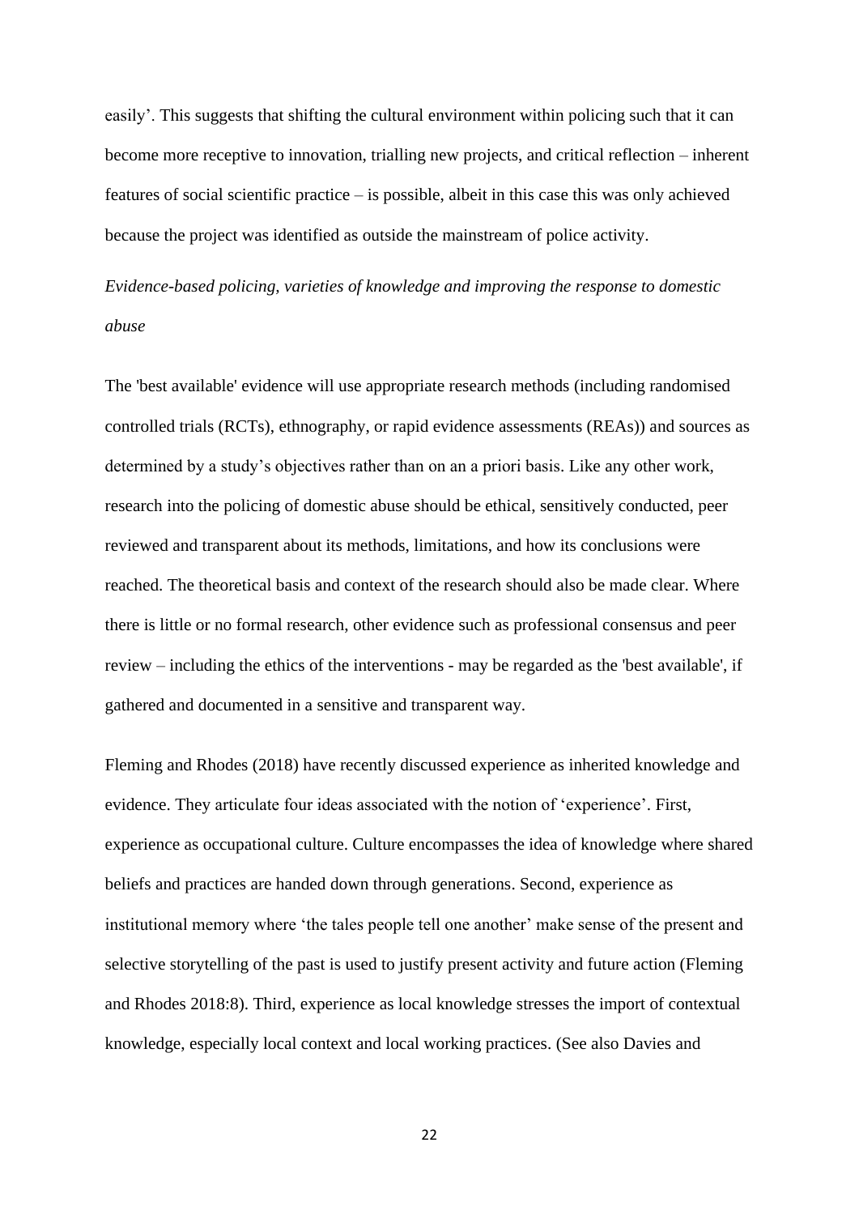easily'. This suggests that shifting the cultural environment within policing such that it can become more receptive to innovation, trialling new projects, and critical reflection – inherent features of social scientific practice – is possible, albeit in this case this was only achieved because the project was identified as outside the mainstream of police activity.

*Evidence-based policing, varieties of knowledge and improving the response to domestic abuse*

The 'best available' evidence will use appropriate research methods (including randomised controlled trials (RCTs), ethnography, or rapid evidence assessments (REAs)) and sources as determined by a study's objectives rather than on an a priori basis. Like any other work, research into the policing of domestic abuse should be ethical, sensitively conducted, peer reviewed and transparent about its methods, limitations, and how its conclusions were reached. The theoretical basis and context of the research should also be made clear. Where there is little or no formal research, other evidence such as professional consensus and peer review – including the ethics of the interventions - may be regarded as the 'best available', if gathered and documented in a sensitive and transparent way.

Fleming and Rhodes (2018) have recently discussed experience as inherited knowledge and evidence. They articulate four ideas associated with the notion of 'experience'. First, experience as occupational culture. Culture encompasses the idea of knowledge where shared beliefs and practices are handed down through generations. Second, experience as institutional memory where 'the tales people tell one another' make sense of the present and selective storytelling of the past is used to justify present activity and future action (Fleming and Rhodes 2018:8). Third, experience as local knowledge stresses the import of contextual knowledge, especially local context and local working practices. (See also Davies and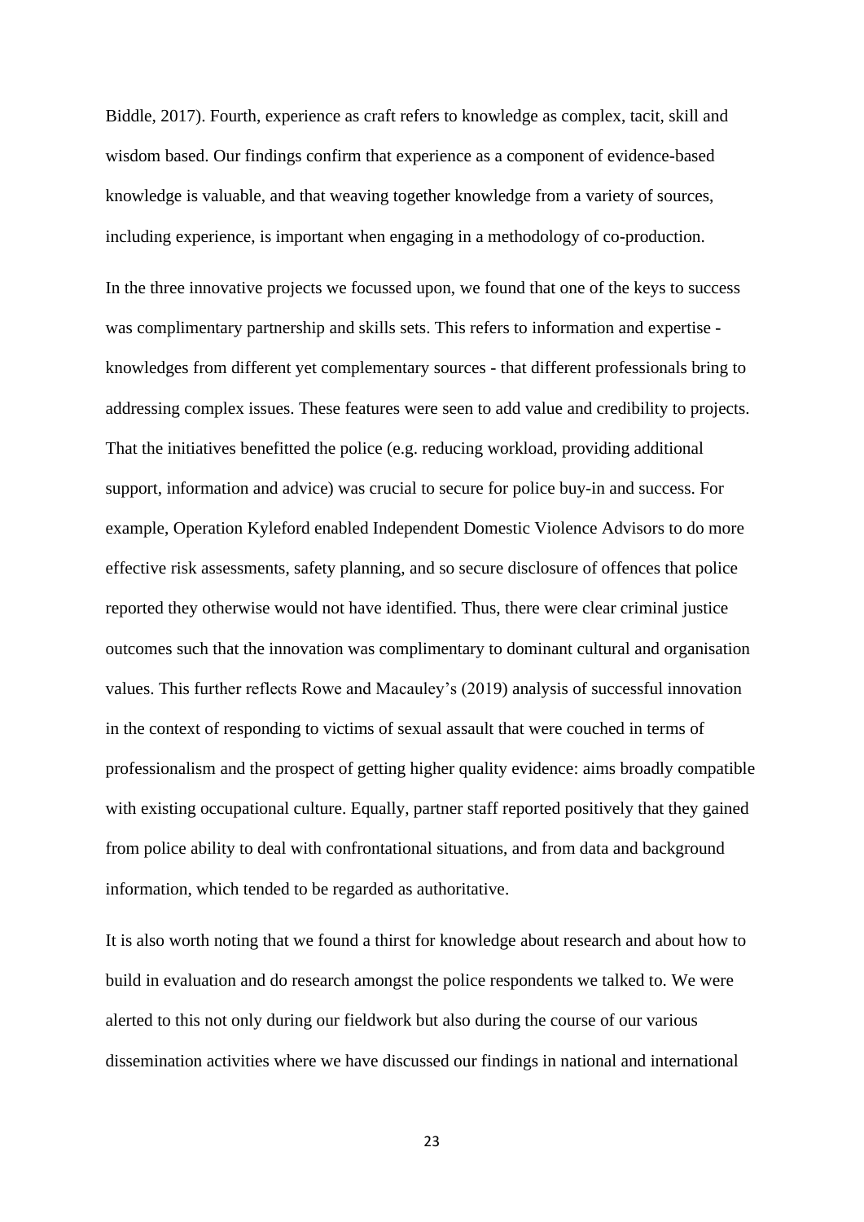Biddle, 2017). Fourth, experience as craft refers to knowledge as complex, tacit, skill and wisdom based. Our findings confirm that experience as a component of evidence-based knowledge is valuable, and that weaving together knowledge from a variety of sources, including experience, is important when engaging in a methodology of co-production.

In the three innovative projects we focussed upon, we found that one of the keys to success was complimentary partnership and skills sets. This refers to information and expertise - knowledges from different yet complementary sources - that different professionals bring to addressing complex issues. These features were seen to add value and credibility to projects. That the initiatives benefitted the police (e.g. reducing workload, providing additional support, information and advice) was crucial to secure for police buy-in and success. For example, Operation Kyleford enabled Independent Domestic Violence Advisors to do more effective risk assessments, safety planning, and so secure disclosure of offences that police reported they otherwise would not have identified. Thus, there were clear criminal justice outcomes such that the innovation was complimentary to dominant cultural and organisation values. This further reflects Rowe and Macauley's (2019) analysis of successful innovation in the context of responding to victims of sexual assault that were couched in terms of professionalism and the prospect of getting higher quality evidence: aims broadly compatible with existing occupational culture. Equally, partner staff reported positively that they gained from police ability to deal with confrontational situations, and from data and background information, which tended to be regarded as authoritative.

It is also worth noting that we found a thirst for knowledge about research and about how to build in evaluation and do research amongst the police respondents we talked to. We were alerted to this not only during our fieldwork but also during the course of our various dissemination activities where we have discussed our findings in national and international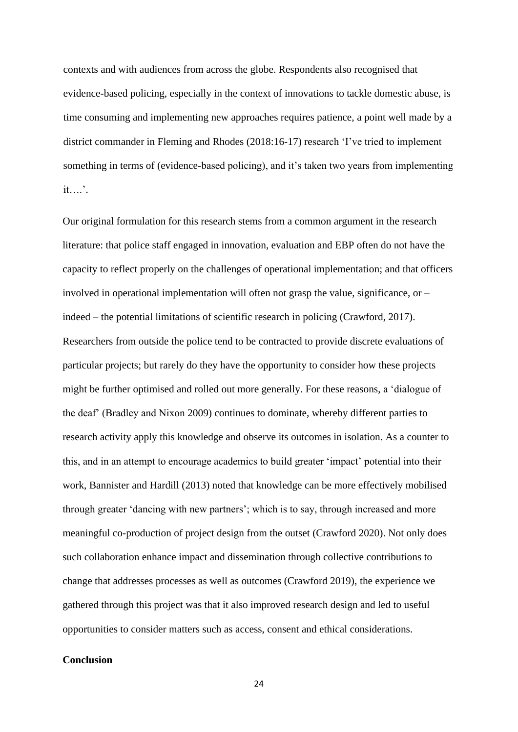contexts and with audiences from across the globe. Respondents also recognised that evidence-based policing, especially in the context of innovations to tackle domestic abuse, is time consuming and implementing new approaches requires patience, a point well made by a district commander in Fleming and Rhodes (2018:16-17) research 'I've tried to implement something in terms of (evidence-based policing), and it's taken two years from implementing it….'.

Our original formulation for this research stems from a common argument in the research literature: that police staff engaged in innovation, evaluation and EBP often do not have the capacity to reflect properly on the challenges of operational implementation; and that officers involved in operational implementation will often not grasp the value, significance, or – indeed – the potential limitations of scientific research in policing (Crawford, 2017). Researchers from outside the police tend to be contracted to provide discrete evaluations of particular projects; but rarely do they have the opportunity to consider how these projects might be further optimised and rolled out more generally. For these reasons, a 'dialogue of the deaf' (Bradley and Nixon 2009) continues to dominate, whereby different parties to research activity apply this knowledge and observe its outcomes in isolation. As a counter to this, and in an attempt to encourage academics to build greater 'impact' potential into their work, Bannister and Hardill (2013) noted that knowledge can be more effectively mobilised through greater 'dancing with new partners'; which is to say, through increased and more meaningful co-production of project design from the outset (Crawford 2020). Not only does such collaboration enhance impact and dissemination through collective contributions to change that addresses processes as well as outcomes (Crawford 2019), the experience we gathered through this project was that it also improved research design and led to useful opportunities to consider matters such as access, consent and ethical considerations.

## Conclusion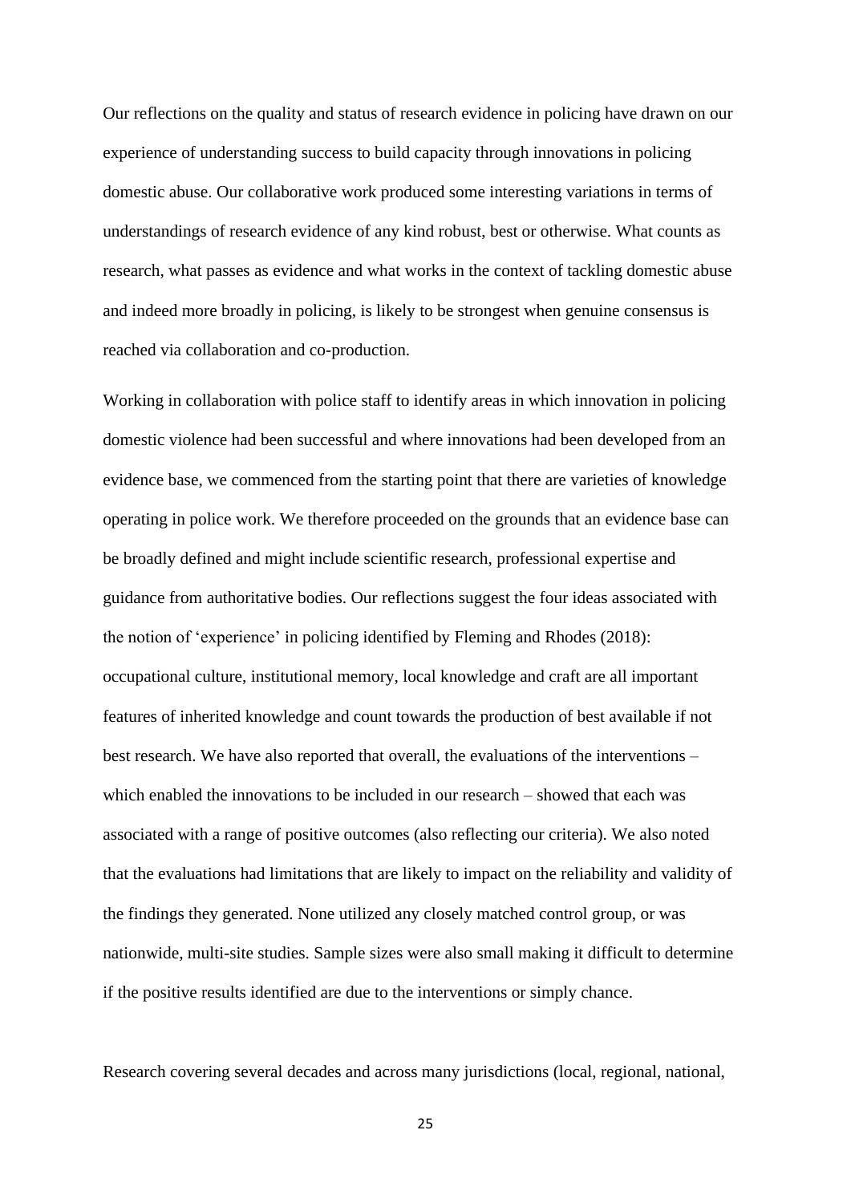Our reflections on the quality and status of research evidence in policing have drawn on our experience of understanding success to build capacity through innovations in policing domestic abuse. Our collaborative work produced some interesting variations in terms of understandings of research evidence of any kind robust, best or otherwise. What counts as research, what passes as evidence and what works in the context of tackling domestic abuse and indeed more broadly in policing, is likely to be strongest when genuine consensus is reached via collaboration and co-production.

Working in collaboration with police staff to identify areas in which innovation in policing domestic violence had been successful and where innovations had been developed from an evidence base, we commenced from the starting point that there are varieties of knowledge operating in police work. We therefore proceeded on the grounds that an evidence base can be broadly defined and might include scientific research, professional expertise and guidance from authoritative bodies. Our reflections suggest the four ideas associated with the notion of 'experience' in policing identified by Fleming and Rhodes (2018): occupational culture, institutional memory, local knowledge and craft are all important features of inherited knowledge and count towards the production of best available if not best research. We have also reported that overall, the evaluations of the interventions – which enabled the innovations to be included in our research – showed that each was associated with a range of positive outcomes (also reflecting our criteria). We also noted that the evaluations had limitations that are likely to impact on the reliability and validity of the findings they generated. None utilized any closely matched control group, or was nationwide, multi-site studies. Sample sizes were also small making it difficult to determine if the positive results identified are due to the interventions or simply chance.

Research covering several decades and across many jurisdictions (local, regional, national,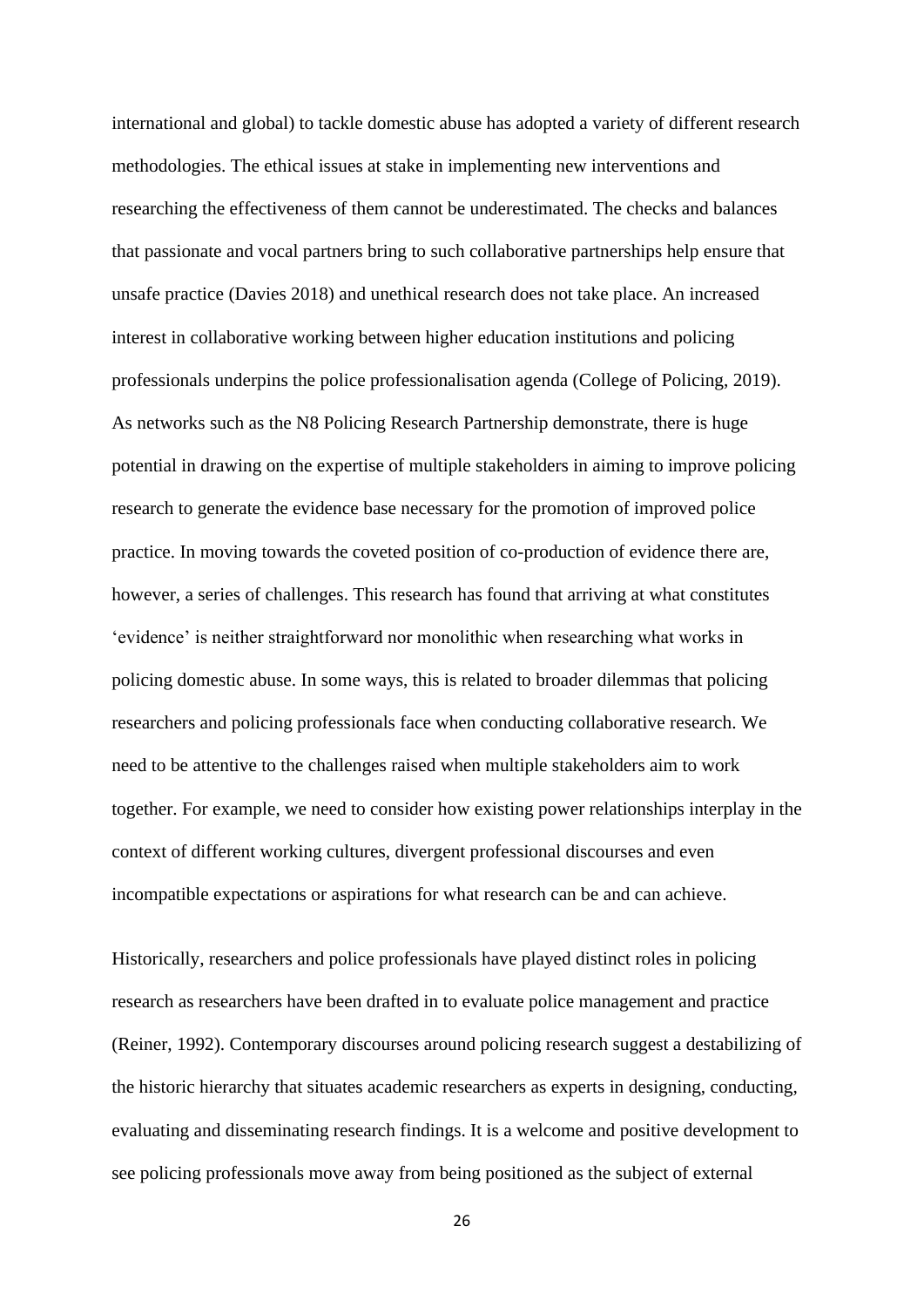international and global) to tackle domestic abuse has adopted a variety of different research methodologies. The ethical issues at stake in implementing new interventions and researching the effectiveness of them cannot be underestimated. The checks and balances that passionate and vocal partners bring to such collaborative partnerships help ensure that unsafe practice (Davies 2018) and unethical research does not take place. An increased interest in collaborative working between higher education institutions and policing professionals underpins the police professionalisation agenda (College of Policing, 2019). As networks such as the N8 Policing Research Partnership demonstrate, there is huge potential in drawing on the expertise of multiple stakeholders in aiming to improve policing research to generate the evidence base necessary for the promotion of improved police practice. In moving towards the coveted position of co-production of evidence there are, however, a series of challenges. This research has found that arriving at what constitutes 'evidence' is neither straightforward nor monolithic when researching what works in policing domestic abuse. In some ways, this is related to broader dilemmas that policing researchers and policing professionals face when conducting collaborative research. We need to be attentive to the challenges raised when multiple stakeholders aim to work together. For example, we need to consider how existing power relationships interplay in the context of different working cultures, divergent professional discourses and even incompatible expectations or aspirations for what research can be and can achieve.

Historically, researchers and police professionals have played distinct roles in policing research as researchers have been drafted in to evaluate police management and practice (Reiner, 1992). Contemporary discourses around policing research suggest a destabilizing of the historic hierarchy that situates academic researchers as experts in designing, conducting, evaluating and disseminating research findings. It is a welcome and positive development to see policing professionals move away from being positioned as the subject of external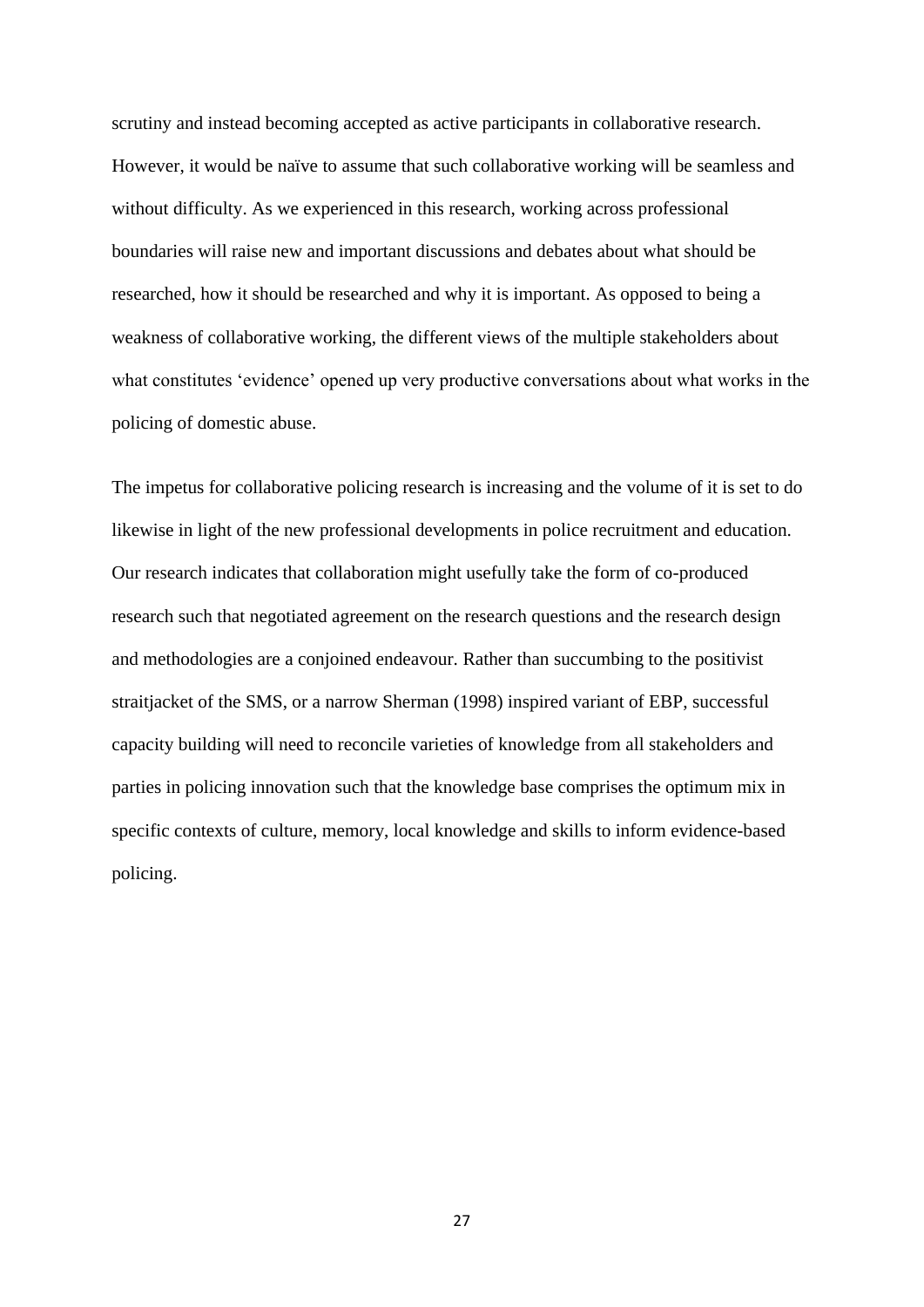scrutiny and instead becoming accepted as active participants in collaborative research. However, it would be naïve to assume that such collaborative working will be seamless and without difficulty. As we experienced in this research, working across professional boundaries will raise new and important discussions and debates about what should be researched, how it should be researched and why it is important. As opposed to being a weakness of collaborative working, the different views of the multiple stakeholders about what constitutes 'evidence' opened up very productive conversations about what works in the policing of domestic abuse.

The impetus for collaborative policing research is increasing and the volume of it is set to do likewise in light of the new professional developments in police recruitment and education. Our research indicates that collaboration might usefully take the form of co-produced research such that negotiated agreement on the research questions and the research design and methodologies are a conjoined endeavour. Rather than succumbing to the positivist straitjacket of the SMS, or a narrow Sherman (1998) inspired variant of EBP, successful capacity building will need to reconcile varieties of knowledge from all stakeholders and parties in policing innovation such that the knowledge base comprises the optimum mix in specific contexts of culture, memory, local knowledge and skills to inform evidence-based policing.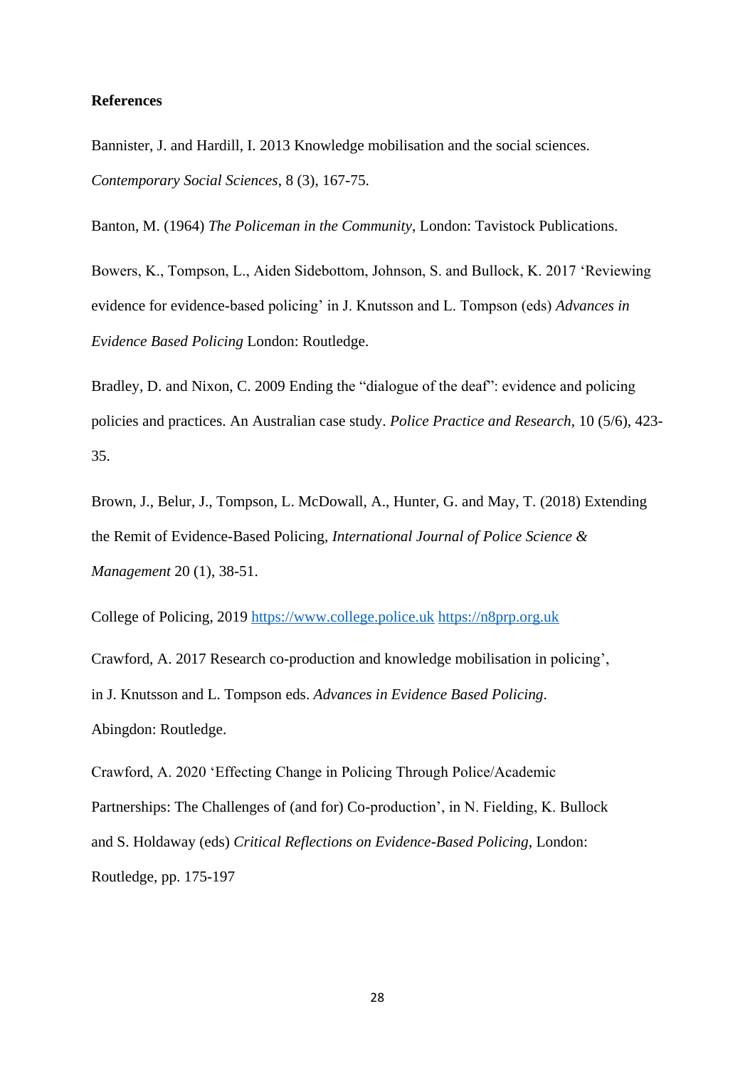**References**

Bannister, J. and Hardill, I. 2013 Knowledge mobilisation and the social sciences. *Contemporary Social Sciences*, 8 (3), 167-75.

Banton, M. (1964) *The Policeman in the Community*, London: Tavistock Publications.

Bowers, K., Tompson, L., Aiden Sidebottom, Johnson, S. and Bullock, K. 2017 'Reviewing evidence for evidence-based policing' in J. Knutsson and L. Tompson (eds) *Advances in Evidence Based Policing* London: Routledge.

Bradley, D. and Nixon, C. 2009 Ending the "dialogue of the deaf": evidence and policing policies and practices. An Australian case study. *Police Practice and Research*, 10 (5/6), 423-35.

Brown, J., Belur, J., Tompson, L. McDowall, A., Hunter, G. and May, T. (2018) Extending the Remit of Evidence-Based Policing, *International Journal of Police Science & Management* 20 (1), 38-51.

College of Policing, 2019 https://www.college.police.uk https://n8prp.org.uk

Crawford, A. 2017 Research co-production and knowledge mobilisation in policing', in J. Knutsson and L. Tompson eds. *Advances in Evidence Based Policing*. Abingdon: Routledge.

Crawford, A. 2020 'Effecting Change in Policing Through Police/Academic Partnerships: The Challenges of (and for) Co-production', in N. Fielding, K. Bullock and S. Holdaway (eds) *Critical Reflections on Evidence-Based Policing*, London: Routledge, pp. 175-197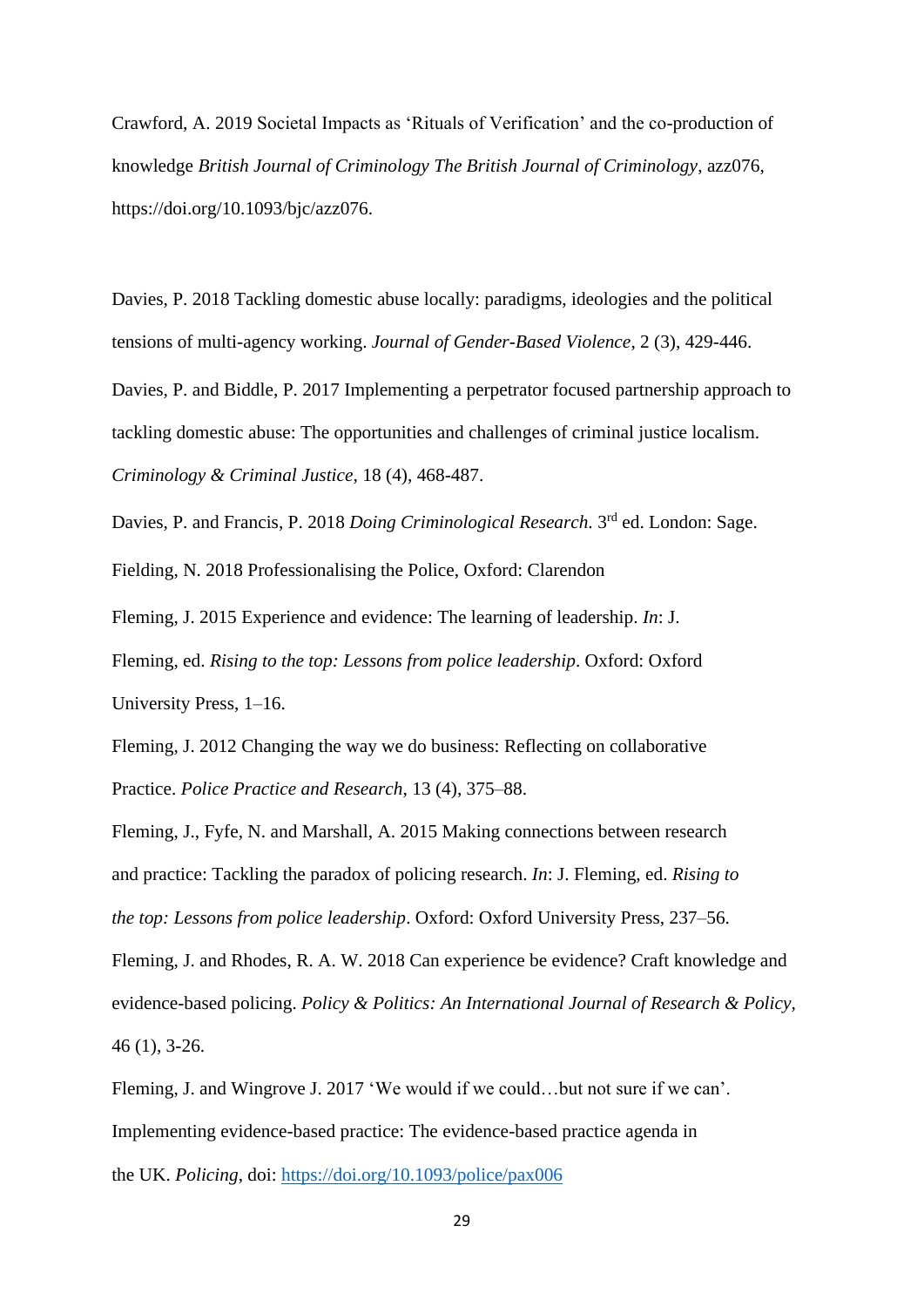Crawford, A. 2019 Societal Impacts as 'Rituals of Verification' and the co-production of knowledge *British Journal of Criminology The British Journal of Criminology*, azz076, https://doi.org/10.1093/bjc/azz076.

Davies, P. 2018 Tackling domestic abuse locally: paradigms, ideologies and the political tensions of multi-agency working. *Journal of Gender-Based Violence*, 2 (3), 429-446.

Davies, P. and Biddle, P. 2017 Implementing a perpetrator focused partnership approach to tackling domestic abuse: The opportunities and challenges of criminal justice localism. *Criminology & Criminal Justice,* 18 (4), 468-487.

Davies, P. and Francis, P. 2018 *Doing Criminological Research.* 3rd ed. London: Sage.

Fielding, N. 2018 Professionalising the Police, Oxford: Clarendon

Fleming, J. 2015 Experience and evidence: The learning of leadership. *In*: J. Fleming, ed. *Rising to the top: Lessons from police leadership*. Oxford: Oxford University Press, 1–16.

Fleming, J. 2012 Changing the way we do business: Reflecting on collaborative Practice. *Police Practice and Research*, 13 (4), 375–88.

Fleming, J., Fyfe, N. and Marshall, A. 2015 Making connections between research and practice: Tackling the paradox of policing research. *In*: J. Fleming, ed. *Rising to the top: Lessons from police leadership*. Oxford: Oxford University Press, 237–56.

Fleming, J. and Rhodes, R. A. W. 2018 Can experience be evidence? Craft knowledge and evidence-based policing. *Policy & Politics: An International Journal of Research & Policy*, 46 (1), 3-26.

Fleming, J. and Wingrove J. 2017 'We would if we could…but not sure if we can'. Implementing evidence-based practice: The evidence-based practice agenda in the UK. *Policing*, doi: https://doi.org/10.1093/police/pax006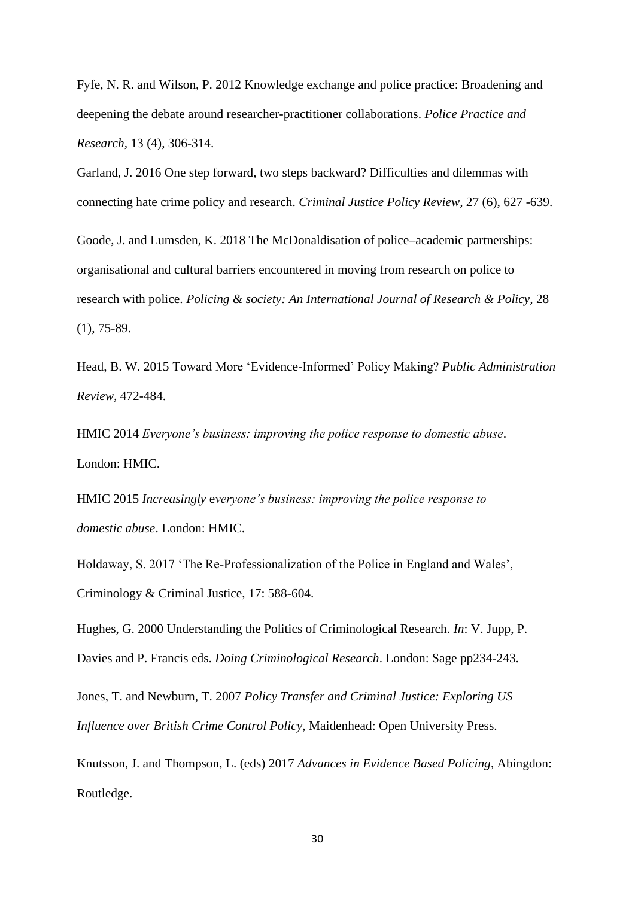Fyfe, N. R. and Wilson, P. 2012 Knowledge exchange and police practice: Broadening and deepening the debate around researcher-practitioner collaborations. *Police Practice and Research*, 13 (4), 306-314.

Garland, J. 2016 One step forward, two steps backward? Difficulties and dilemmas with connecting hate crime policy and research. *Criminal Justice Policy Review*, 27 (6), 627 -639.

Goode, J. and Lumsden, K. 2018 The McDonaldisation of police–academic partnerships: organisational and cultural barriers encountered in moving from research on police to research with police. *Policing & society: An International Journal of Research & Policy*, 28 (1), 75-89.

Head, B. W. 2015 Toward More 'Evidence-Informed' Policy Making? *Public Administration Review*, 472-484.

HMIC 2014 *Everyone's business: improving the police response to domestic abuse*. London: HMIC.

HMIC 2015 *Increasingly* e*veryone's business: improving the police response to domestic abuse*. London: HMIC.

Holdaway, S. 2017 'The Re-Professionalization of the Police in England and Wales', Criminology & Criminal Justice, 17: 588-604.

Hughes, G. 2000 Understanding the Politics of Criminological Research. *In*: V. Jupp, P. Davies and P. Francis eds. *Doing Criminological Research*. London: Sage pp234-243.

Jones, T. and Newburn, T. 2007 *Policy Transfer and Criminal Justice: Exploring US Influence over British Crime Control Policy*, Maidenhead: Open University Press.

Knutsson, J. and Thompson, L. (eds) 2017 *Advances in Evidence Based Policing*, Abingdon: Routledge.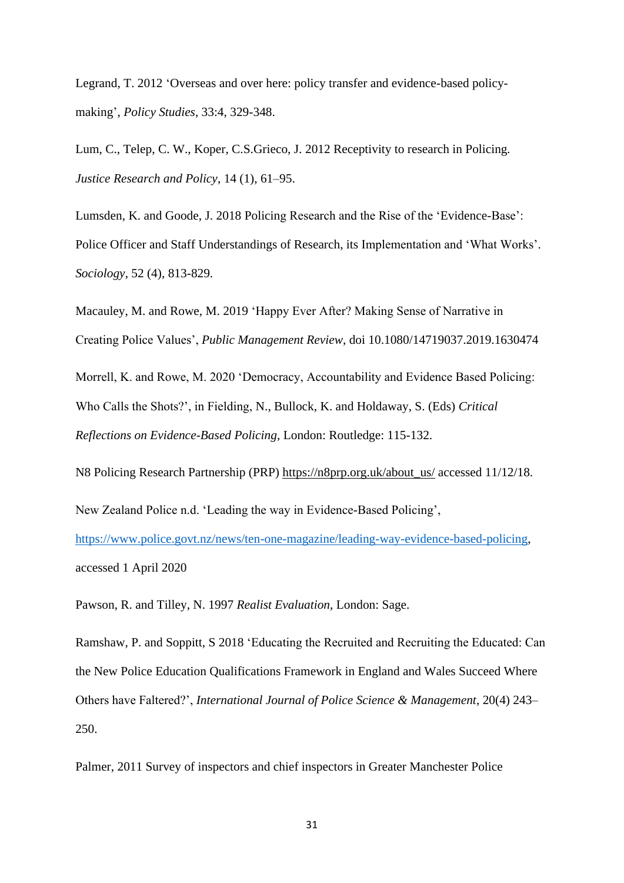Legrand, T. 2012 ‘Overseas and over here: policy transfer and evidence-based policy-making’, *Policy Studies*, 33:4, 329-348.

Lum, C., Telep, C. W., Koper, C.S.Grieco, J. 2012 Receptivity to research in Policing. *Justice Research and Policy*, 14 (1), 61–95.

Lumsden, K. and Goode, J. 2018 Policing Research and the Rise of the ‘Evidence-Base’: Police Officer and Staff Understandings of Research, its Implementation and ‘What Works’. *Sociology*, 52 (4), 813-829.

Macauley, M. and Rowe, M. 2019 ‘Happy Ever After? Making Sense of Narrative in Creating Police Values’, *Public Management Review*, doi 10.1080/14719037.2019.1630474

Morrell, K. and Rowe, M. 2020 ‘Democracy, Accountability and Evidence Based Policing: Who Calls the Shots?’, in Fielding, N., Bullock, K. and Holdaway, S. (Eds) *Critical Reflections on Evidence-Based Policing*, London: Routledge: 115-132.

N8 Policing Research Partnership (PRP) https://n8prp.org.uk/about_us/ accessed 11/12/18.

New Zealand Police n.d. ‘Leading the way in Evidence-Based Policing’, https://www.police.govt.nz/news/ten-one-magazine/leading-way-evidence-based-policing, accessed 1 April 2020

Pawson, R. and Tilley, N. 1997 *Realist Evaluation*, London: Sage.

Ramshaw, P. and Soppitt, S 2018 ‘Educating the Recruited and Recruiting the Educated: Can the New Police Education Qualifications Framework in England and Wales Succeed Where Others have Faltered?’, *International Journal of Police Science & Management*, 20(4) 243–250.

Palmer, 2011 Survey of inspectors and chief inspectors in Greater Manchester Police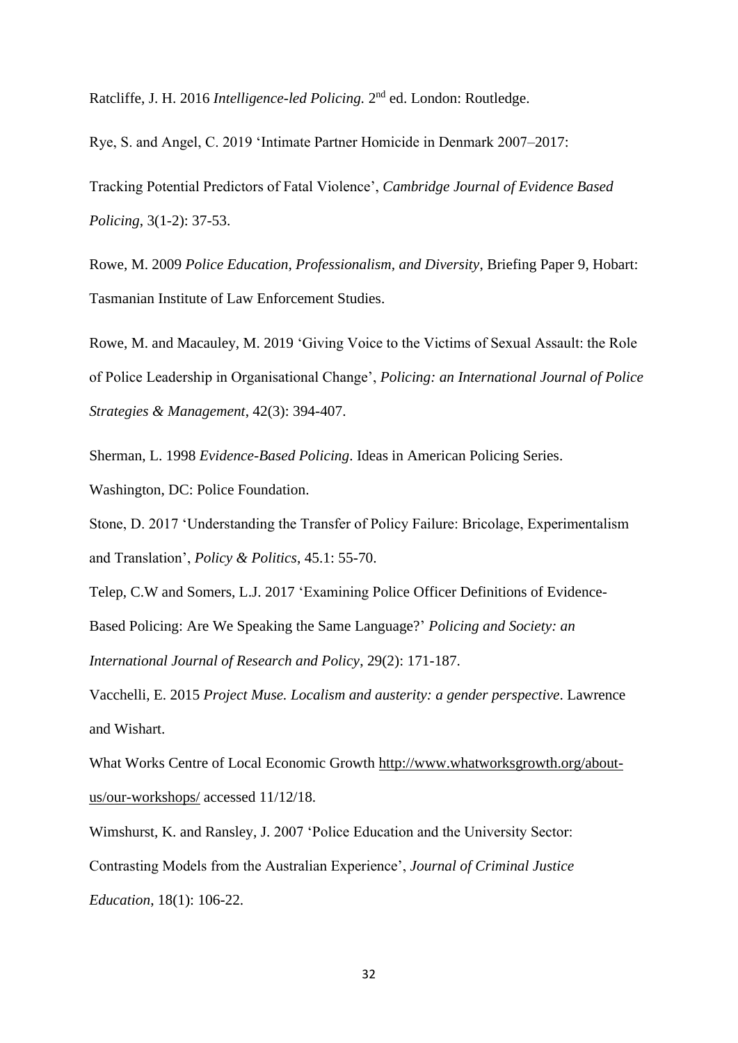Ratcliffe, J. H. 2016 *Intelligence-led Policing.* 2nd ed. London: Routledge.

Rye, S. and Angel, C. 2019 'Intimate Partner Homicide in Denmark 2007–2017: Tracking Potential Predictors of Fatal Violence', *Cambridge Journal of Evidence Based Policing*, 3(1-2): 37-53.

Rowe, M. 2009 *Police Education, Professionalism, and Diversity*, Briefing Paper 9, Hobart: Tasmanian Institute of Law Enforcement Studies.

Rowe, M. and Macauley, M. 2019 'Giving Voice to the Victims of Sexual Assault: the Role of Police Leadership in Organisational Change', *Policing: an International Journal of Police Strategies & Management*, 42(3): 394-407.

Sherman, L. 1998 *Evidence-Based Policing*. Ideas in American Policing Series. Washington, DC: Police Foundation.

Stone, D. 2017 'Understanding the Transfer of Policy Failure: Bricolage, Experimentalism and Translation', *Policy & Politics*, 45.1: 55-70.

Telep, C.W and Somers, L.J. 2017 'Examining Police Officer Definitions of Evidence-Based Policing: Are We Speaking the Same Language?' *Policing and Society: an International Journal of Research and Policy*, 29(2): 171-187.

Vacchelli, E. 2015 *Project Muse. Localism and austerity: a gender perspective*. Lawrence and Wishart.

What Works Centre of Local Economic Growth http://www.whatworksgrowth.org/about-us/our-workshops/ accessed 11/12/18.

Wimshurst, K. and Ransley, J. 2007 'Police Education and the University Sector: Contrasting Models from the Australian Experience', *Journal of Criminal Justice Education*, 18(1): 106-22.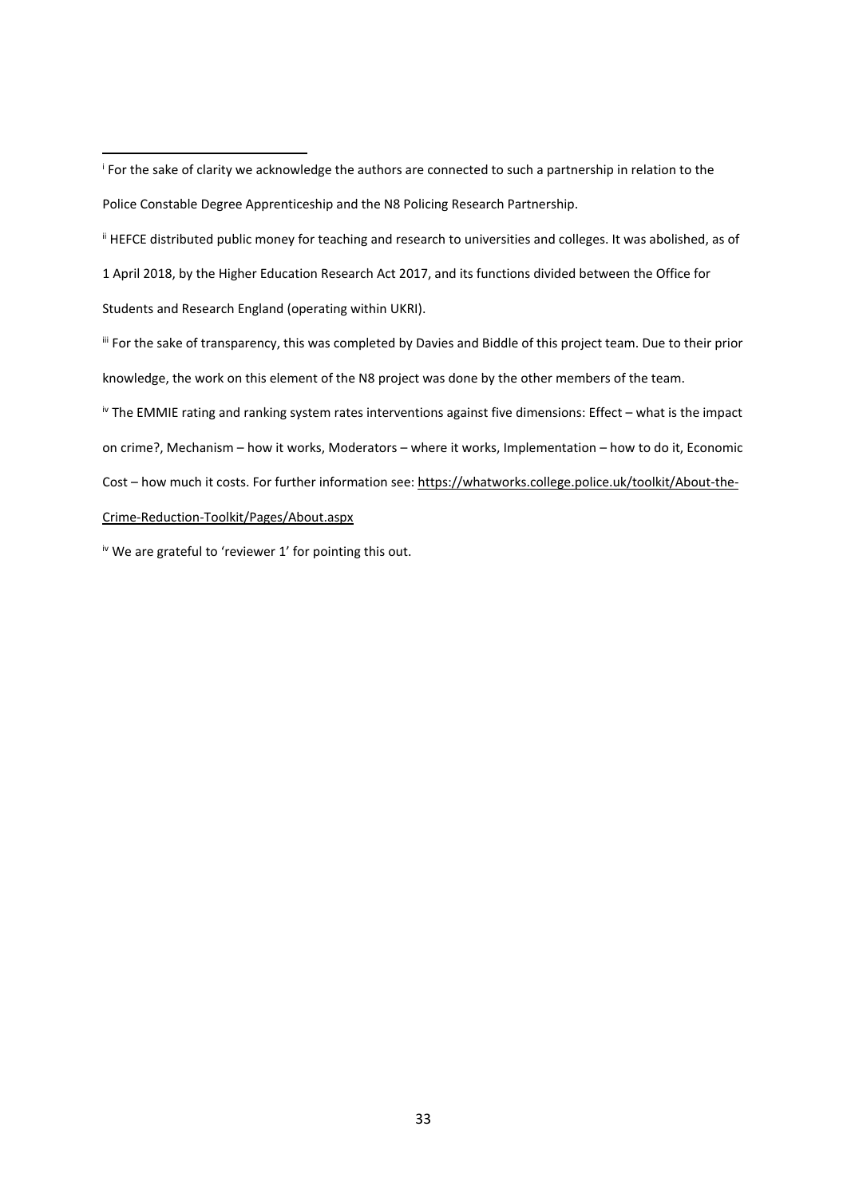[i] For the sake of clarity we acknowledge the authors are connected to such a partnership in relation to the Police Constable Degree Apprenticeship and the N8 Policing Research Partnership.

[ii] HEFCE distributed public money for teaching and research to universities and colleges. It was abolished, as of 1 April 2018, by the Higher Education Research Act 2017, and its functions divided between the Office for Students and Research England (operating within UKRI).

[iii] For the sake of transparency, this was completed by Davies and Biddle of this project team. Due to their prior knowledge, the work on this element of the N8 project was done by the other members of the team.

[iv] The EMMIE rating and ranking system rates interventions against five dimensions: Effect – what is the impact on crime?, Mechanism – how it works, Moderators – where it works, Implementation – how to do it, Economic Cost – how much it costs. For further information see: https://whatworks.college.police.uk/toolkit/About-the-Crime-Reduction-Toolkit/Pages/About.aspx

[iv] We are grateful to 'reviewer 1' for pointing this out.